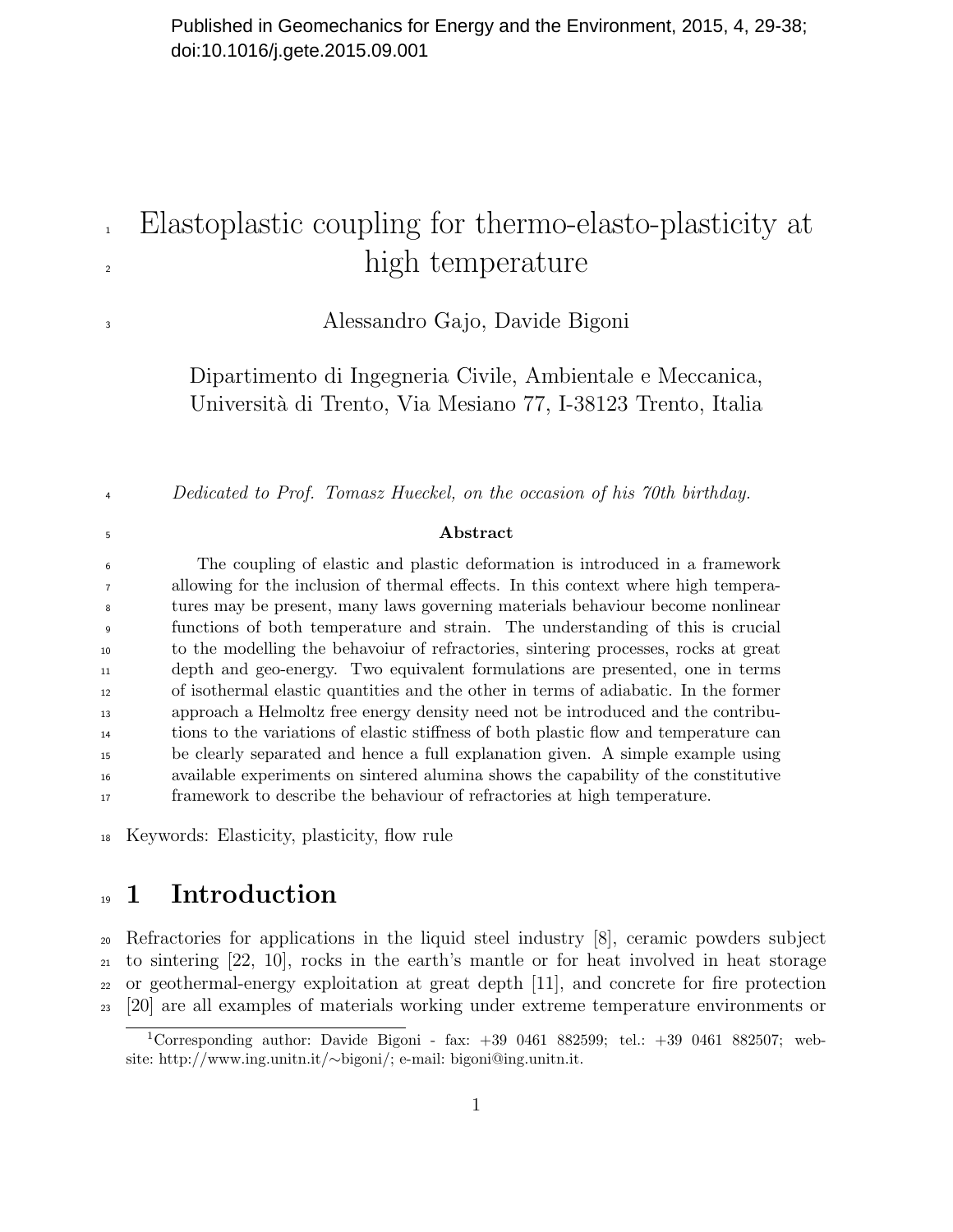Published in Geomechanics for Energy and the Environment, 2015, 4, 29-38; doi:10.1016/j.gete.2015.09.001

# Elastoplastic coupling for thermo-elasto-plasticity at high temperature

Alessandro Gajo, Davide Bigoni

Dipartimento di Ingegneria Civile, Ambientale e Meccanica, Università di Trento, Via Mesiano 77, I-38123 Trento, Italia

*Dedicated to Prof. Tomasz Hueckel, on the occasion of his 70th birthday.*

**Abstract**

The coupling of elastic and plastic deformation is introduced in a framework allowing for the inclusion of thermal effects. In this context where high temperatures may be present, many laws governing materials behaviour become nonlinear functions of both temperature and strain. The understanding of this is crucial to the modelling the behavoiur of refractories, sintering processes, rocks at great depth and geo-energy. Two equivalent formulations are presented, one in terms of isothermal elastic quantities and the other in terms of adiabatic. In the former approach a Helmoltz free energy density need not be introduced and the contributions to the variations of elastic stiffness of both plastic flow and temperature can be clearly separated and hence a full explanation given. A simple example using available experiments on sintered alumina shows the capability of the constitutive framework to describe the behaviour of refractories at high temperature.

Keywords: Elasticity, plasticity, flow rule

## 1 Introduction

Refractories for applications in the liquid steel industry [8], ceramic powders subject to sintering [22, 10], rocks in the earth's mantle or for heat involved in heat storage or geothermal-energy exploitation at great depth [11], and concrete for fire protection [20] are all examples of materials working under extreme temperature environments or

[1] Corresponding author: Davide Bigoni - fax: +39 0461 882599; tel.: +39 0461 882507; website: http://www.ing.unitn.it/∼bigoni/; e-mail: bigoni@ing.unitn.it.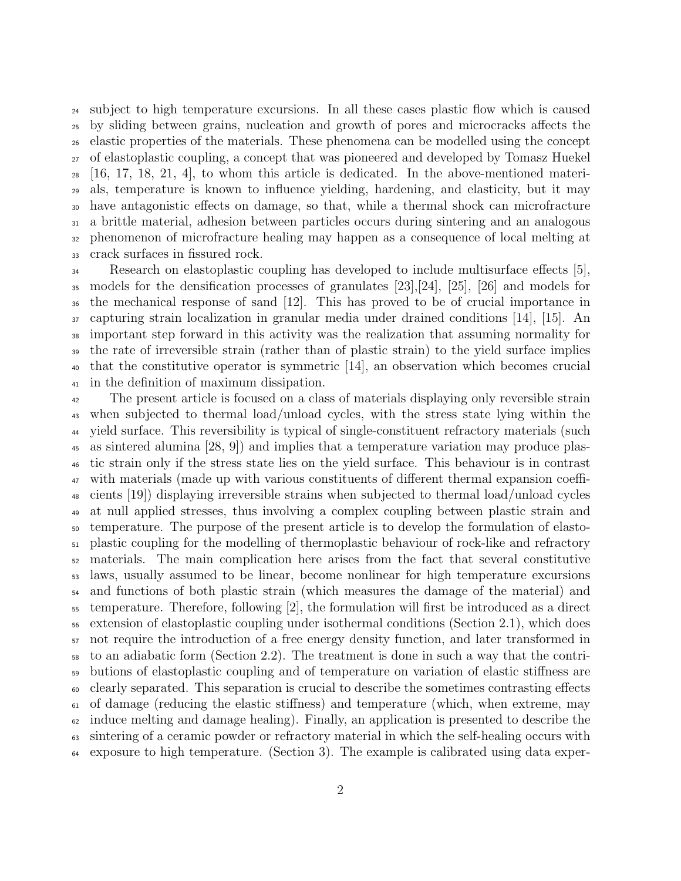subject to high temperature excursions. In all these cases plastic flow which is caused by sliding between grains, nucleation and growth of pores and microcracks affects the elastic properties of the materials. These phenomena can be modelled using the concept of elastoplastic coupling, a concept that was pioneered and developed by Tomasz Huekel [16, 17, 18, 21, 4], to whom this article is dedicated. In the above-mentioned materials, temperature is known to influence yielding, hardening, and elasticity, but it may have antagonistic effects on damage, so that, while a thermal shock can microfracture a brittle material, adhesion between particles occurs during sintering and an analogous phenomenon of microfracture healing may happen as a consequence of local melting at crack surfaces in fissured rock.

Research on elastoplastic coupling has developed to include multisurface effects [5], models for the densification processes of granulates [23],[24], [25], [26] and models for the mechanical response of sand [12]. This has proved to be of crucial importance in capturing strain localization in granular media under drained conditions [14], [15]. An important step forward in this activity was the realization that assuming normality for the rate of irreversible strain (rather than of plastic strain) to the yield surface implies that the constitutive operator is symmetric [14], an observation which becomes crucial in the definition of maximum dissipation.

The present article is focused on a class of materials displaying only reversible strain when subjected to thermal load/unload cycles, with the stress state lying within the yield surface. This reversibility is typical of single-constituent refractory materials (such as sintered alumina [28, 9]) and implies that a temperature variation may produce plastic strain only if the stress state lies on the yield surface. This behaviour is in contrast with materials (made up with various constituents of different thermal expansion coefficients [19]) displaying irreversible strains when subjected to thermal load/unload cycles at null applied stresses, thus involving a complex coupling between plastic strain and temperature. The purpose of the present article is to develop the formulation of elastoplastic coupling for the modelling of thermoplastic behaviour of rock-like and refractory materials. The main complication here arises from the fact that several constitutive laws, usually assumed to be linear, become nonlinear for high temperature excursions and functions of both plastic strain (which measures the damage of the material) and temperature. Therefore, following [2], the formulation will first be introduced as a direct extension of elastoplastic coupling under isothermal conditions (Section 2.1), which does not require the introduction of a free energy density function, and later transformed in to an adiabatic form (Section 2.2). The treatment is done in such a way that the contributions of elastoplastic coupling and of temperature on variation of elastic stiffness are clearly separated. This separation is crucial to describe the sometimes contrasting effects of damage (reducing the elastic stiffness) and temperature (which, when extreme, may induce melting and damage healing). Finally, an application is presented to describe the sintering of a ceramic powder or refractory material in which the self-healing occurs with exposure to high temperature. (Section 3). The example is calibrated using data exper-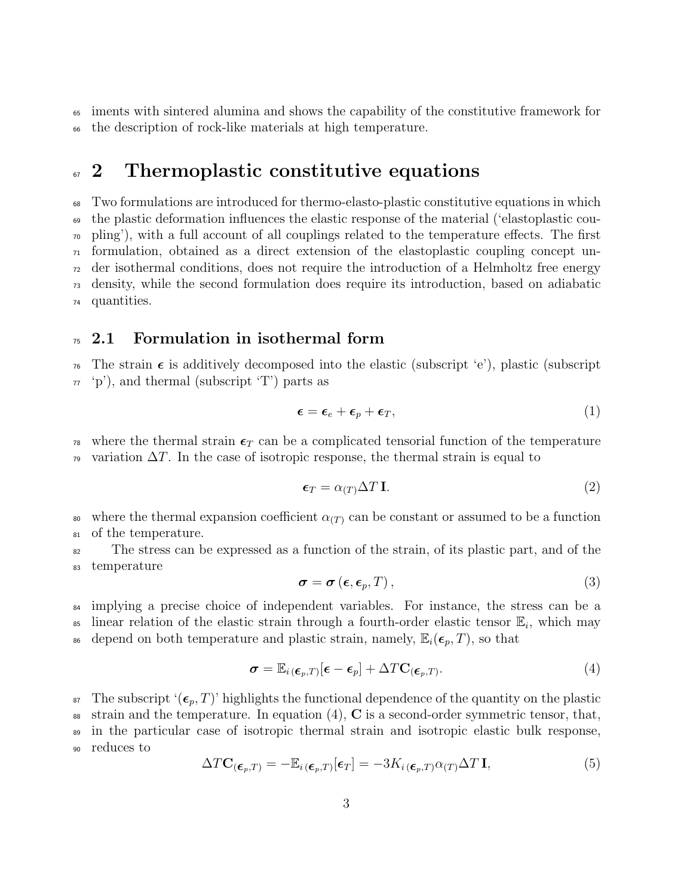iments with sintered alumina and shows the capability of the constitutive framework for the description of rock-like materials at high temperature.

# 2 Thermoplastic constitutive equations

Two formulations are introduced for thermo-elasto-plastic constitutive equations in which the plastic deformation influences the elastic response of the material ('elastoplastic coupling'), with a full account of all couplings related to the temperature effects. The first formulation, obtained as a direct extension of the elastoplastic coupling concept under isothermal conditions, does not require the introduction of a Helmholtz free energy density, while the second formulation does require its introduction, based on adiabatic quantities.

## 2.1 Formulation in isothermal form

The strain $\boldsymbol{\epsilon}$ is additively decomposed into the elastic (subscript 'e'), plastic (subscript 'p'), and thermal (subscript 'T') parts as

$$\boldsymbol{\epsilon} = \boldsymbol{\epsilon}_e + \boldsymbol{\epsilon}_p + \boldsymbol{\epsilon}_T, \tag{1}$$

where the thermal strain $\boldsymbol{\epsilon}_T$ can be a complicated tensorial function of the temperature variation $\Delta T$. In the case of isotropic response, the thermal strain is equal to

$$\boldsymbol{\epsilon}_T = \alpha_{(T)} \Delta T \, \mathbf{I}. \tag{2}$$

where the thermal expansion coefficient $\alpha_{(T)}$ can be constant or assumed to be a function of the temperature.

The stress can be expressed as a function of the strain, of its plastic part, and of the temperature

$$\boldsymbol{\sigma} = \boldsymbol{\sigma}\left(\boldsymbol{\epsilon}, \boldsymbol{\epsilon}_p, T\right), \tag{3}$$

implying a precise choice of independent variables. For instance, the stress can be a linear relation of the elastic strain through a fourth-order elastic tensor $\mathbb{E}_i$, which may depend on both temperature and plastic strain, namely, $\mathbb{E}_i(\boldsymbol{\epsilon}_p, T)$, so that

$$\boldsymbol{\sigma} = \mathbb{E}_{i\,(\boldsymbol{\epsilon}_p,T)}[\boldsymbol{\epsilon} - \boldsymbol{\epsilon}_p] + \Delta T \mathbf{C}_{(\boldsymbol{\epsilon}_p,T)}. \tag{4}$$

The subscript '$(\boldsymbol{\epsilon}_p, T)$' highlights the functional dependence of the quantity on the plastic strain and the temperature. In equation (4), $\mathbf{C}$ is a second-order symmetric tensor, that, in the particular case of isotropic thermal strain and isotropic elastic bulk response, reduces to

$$\Delta T \mathbf{C}_{(\boldsymbol{\epsilon}_p,T)} = -\mathbb{E}_{i\,(\boldsymbol{\epsilon}_p,T)}[\boldsymbol{\epsilon}_T] = -3K_{i\,(\boldsymbol{\epsilon}_p,T)} \alpha_{(T)} \Delta T \, \mathbf{I}, \tag{5}$$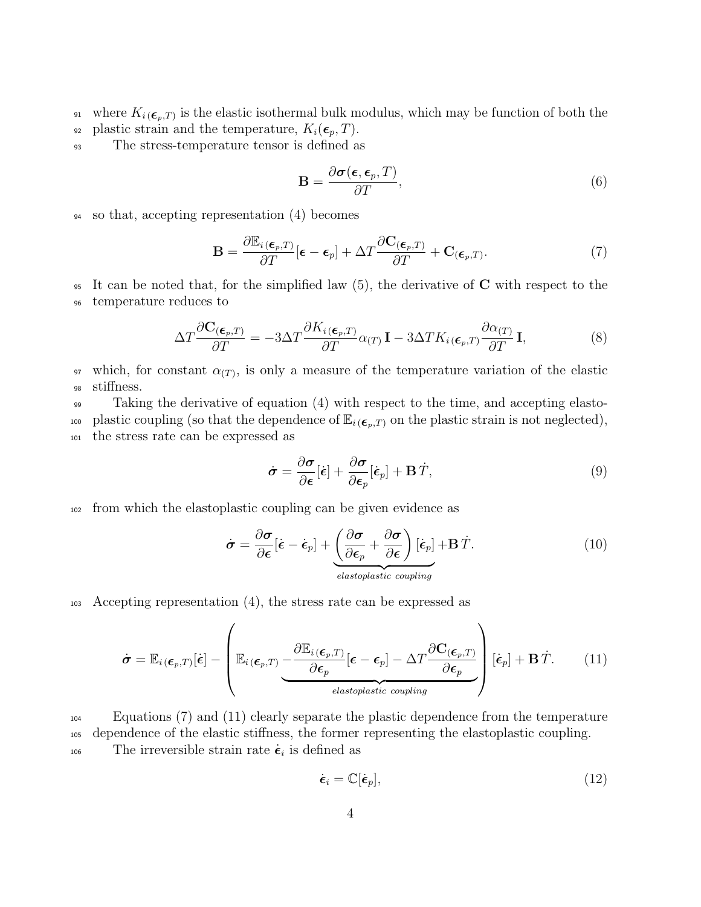where $K_{i\,(\boldsymbol{\epsilon}_p,T)}$ is the elastic isothermal bulk modulus, which may be function of both the plastic strain and the temperature, $K_i(\boldsymbol{\epsilon}_p, T)$.

The stress-temperature tensor is defined as

$$\mathbf{B} = \frac{\partial \boldsymbol{\sigma}(\boldsymbol{\epsilon}, \boldsymbol{\epsilon}_p, T)}{\partial T}, \tag{6}$$

so that, accepting representation (4) becomes

$$\mathbf{B} = \frac{\partial \mathbb{E}_{i\,(\boldsymbol{\epsilon}_p,T)}}{\partial T}[\boldsymbol{\epsilon} - \boldsymbol{\epsilon}_p] + \Delta T \frac{\partial \mathbf{C}_{(\boldsymbol{\epsilon}_p,T)}}{\partial T} + \mathbf{C}_{(\boldsymbol{\epsilon}_p,T)}. \tag{7}$$

It can be noted that, for the simplified law (5), the derivative of $\mathbf{C}$ with respect to the temperature reduces to

$$\Delta T \frac{\partial \mathbf{C}_{(\boldsymbol{\epsilon}_p,T)}}{\partial T} = -3\Delta T \frac{\partial K_{i\,(\boldsymbol{\epsilon}_p,T)}}{\partial T} \alpha_{(T)}\,\mathbf{I} - 3\Delta T K_{i\,(\boldsymbol{\epsilon}_p,T)} \frac{\partial \alpha_{(T)}}{\partial T}\,\mathbf{I}, \tag{8}$$

which, for constant $\alpha_{(T)}$, is only a measure of the temperature variation of the elastic stiffness.

Taking the derivative of equation (4) with respect to the time, and accepting elastoplastic coupling (so that the dependence of $\mathbb{E}_{i\,(\boldsymbol{\epsilon}_p,T)}$ on the plastic strain is not neglected), the stress rate can be expressed as

$$\dot{\boldsymbol{\sigma}} = \frac{\partial \boldsymbol{\sigma}}{\partial \boldsymbol{\epsilon}}[\dot{\boldsymbol{\epsilon}}] + \frac{\partial \boldsymbol{\sigma}}{\partial \boldsymbol{\epsilon}_p}[\dot{\boldsymbol{\epsilon}}_p] + \mathbf{B}\,\dot{T}, \tag{9}$$

from which the elastoplastic coupling can be given evidence as

$$\dot{\boldsymbol{\sigma}} = \frac{\partial \boldsymbol{\sigma}}{\partial \boldsymbol{\epsilon}}[\dot{\boldsymbol{\epsilon}} - \dot{\boldsymbol{\epsilon}}_p] + \underbrace{\left(\frac{\partial \boldsymbol{\sigma}}{\partial \boldsymbol{\epsilon}_p} + \frac{\partial \boldsymbol{\sigma}}{\partial \boldsymbol{\epsilon}}\right)[\dot{\boldsymbol{\epsilon}}_p]}_{elastoplastic\ coupling} + \mathbf{B}\,\dot{T}. \tag{10}$$

Accepting representation (4), the stress rate can be expressed as

$$\dot{\boldsymbol{\sigma}} = \mathbb{E}_{i\,(\boldsymbol{\epsilon}_p,T)}[\dot{\boldsymbol{\epsilon}}] - \left(\mathbb{E}_{i\,(\boldsymbol{\epsilon}_p,T)} \underbrace{- \frac{\partial \mathbb{E}_{i\,(\boldsymbol{\epsilon}_p,T)}}{\partial \boldsymbol{\epsilon}_p}[\boldsymbol{\epsilon} - \boldsymbol{\epsilon}_p] - \Delta T \frac{\partial \mathbf{C}_{(\boldsymbol{\epsilon}_p,T)}}{\partial \boldsymbol{\epsilon}_p}}_{elastoplastic\ coupling}\right)[\dot{\boldsymbol{\epsilon}}_p] + \mathbf{B}\,\dot{T}. \tag{11}$$

Equations (7) and (11) clearly separate the plastic dependence from the temperature dependence of the elastic stiffness, the former representing the elastoplastic coupling.

The irreversible strain rate $\dot{\boldsymbol{\epsilon}}_i$ is defined as

$$\dot{\boldsymbol{\epsilon}}_i = \mathbb{C}[\dot{\boldsymbol{\epsilon}}_p], \tag{12}$$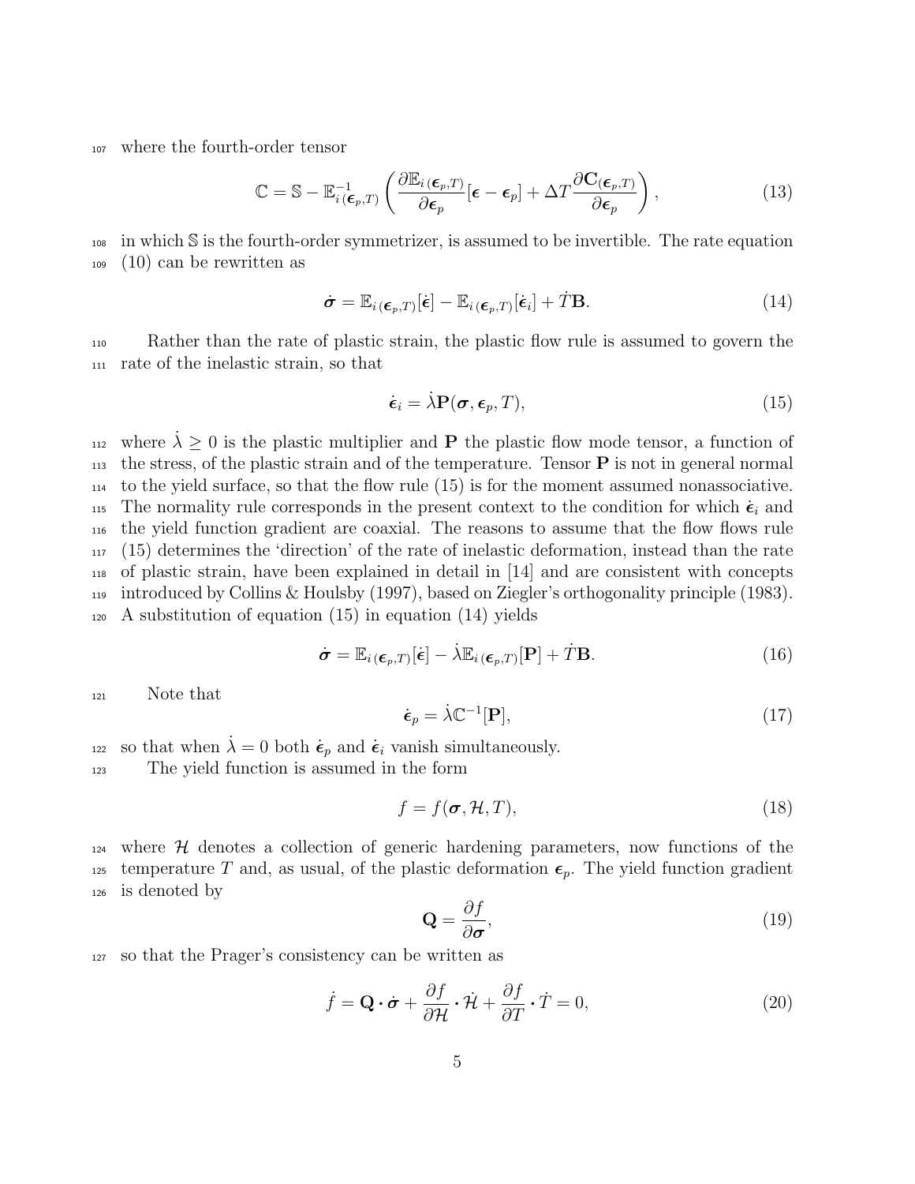where the fourth-order tensor

$$\mathbb{C} = \mathbb{S} - \mathbb{E}_{i\,(\boldsymbol{\epsilon}_p,T)}^{-1} \left( \frac{\partial \mathbb{E}_{i\,(\boldsymbol{\epsilon}_p,T)}}{\partial \boldsymbol{\epsilon}_p}[\boldsymbol{\epsilon} - \boldsymbol{\epsilon}_p] + \Delta T \frac{\partial \mathbf{C}_{(\boldsymbol{\epsilon}_p,T)}}{\partial \boldsymbol{\epsilon}_p} \right), \tag{13}$$

in which $\mathbb{S}$ is the fourth-order symmetrizer, is assumed to be invertible. The rate equation (10) can be rewritten as

$$\dot{\boldsymbol{\sigma}} = \mathbb{E}_{i\,(\boldsymbol{\epsilon}_p,T)}[\dot{\boldsymbol{\epsilon}}] - \mathbb{E}_{i\,(\boldsymbol{\epsilon}_p,T)}[\dot{\boldsymbol{\epsilon}}_i] + \dot{T}\mathbf{B}. \tag{14}$$

Rather than the rate of plastic strain, the plastic flow rule is assumed to govern the rate of the inelastic strain, so that

$$\dot{\boldsymbol{\epsilon}}_i = \dot{\lambda}\mathbf{P}(\boldsymbol{\sigma}, \boldsymbol{\epsilon}_p, T), \tag{15}$$

where $\dot{\lambda} \geq 0$ is the plastic multiplier and $\mathbf{P}$ the plastic flow mode tensor, a function of the stress, of the plastic strain and of the temperature. Tensor $\mathbf{P}$ is not in general normal to the yield surface, so that the flow rule (15) is for the moment assumed nonassociative. The normality rule corresponds in the present context to the condition for which $\dot{\boldsymbol{\epsilon}}_i$ and the yield function gradient are coaxial. The reasons to assume that the flow flows rule (15) determines the 'direction' of the rate of inelastic deformation, instead than the rate of plastic strain, have been explained in detail in [14] and are consistent with concepts introduced by Collins & Houlsby (1997), based on Ziegler's orthogonality principle (1983). A substitution of equation (15) in equation (14) yields

$$\dot{\boldsymbol{\sigma}} = \mathbb{E}_{i\,(\boldsymbol{\epsilon}_p,T)}[\dot{\boldsymbol{\epsilon}}] - \dot{\lambda}\mathbb{E}_{i\,(\boldsymbol{\epsilon}_p,T)}[\mathbf{P}] + \dot{T}\mathbf{B}. \tag{16}$$

Note that

$$\dot{\boldsymbol{\epsilon}}_p = \dot{\lambda}\mathbb{C}^{-1}[\mathbf{P}], \tag{17}$$

so that when $\dot{\lambda} = 0$ both $\dot{\boldsymbol{\epsilon}}_p$ and $\dot{\boldsymbol{\epsilon}}_i$ vanish simultaneously.

The yield function is assumed in the form

$$f = f(\boldsymbol{\sigma}, \mathcal{H}, T), \tag{18}$$

where $\mathcal{H}$ denotes a collection of generic hardening parameters, now functions of the temperature $T$ and, as usual, of the plastic deformation $\boldsymbol{\epsilon}_p$. The yield function gradient is denoted by

$$\mathbf{Q} = \frac{\partial f}{\partial \boldsymbol{\sigma}}, \tag{19}$$

so that the Prager's consistency can be written as

$$\dot{f} = \mathbf{Q} \cdot \dot{\boldsymbol{\sigma}} + \frac{\partial f}{\partial \mathcal{H}} \cdot \dot{\mathcal{H}} + \frac{\partial f}{\partial T} \cdot \dot{T} = 0, \tag{20}$$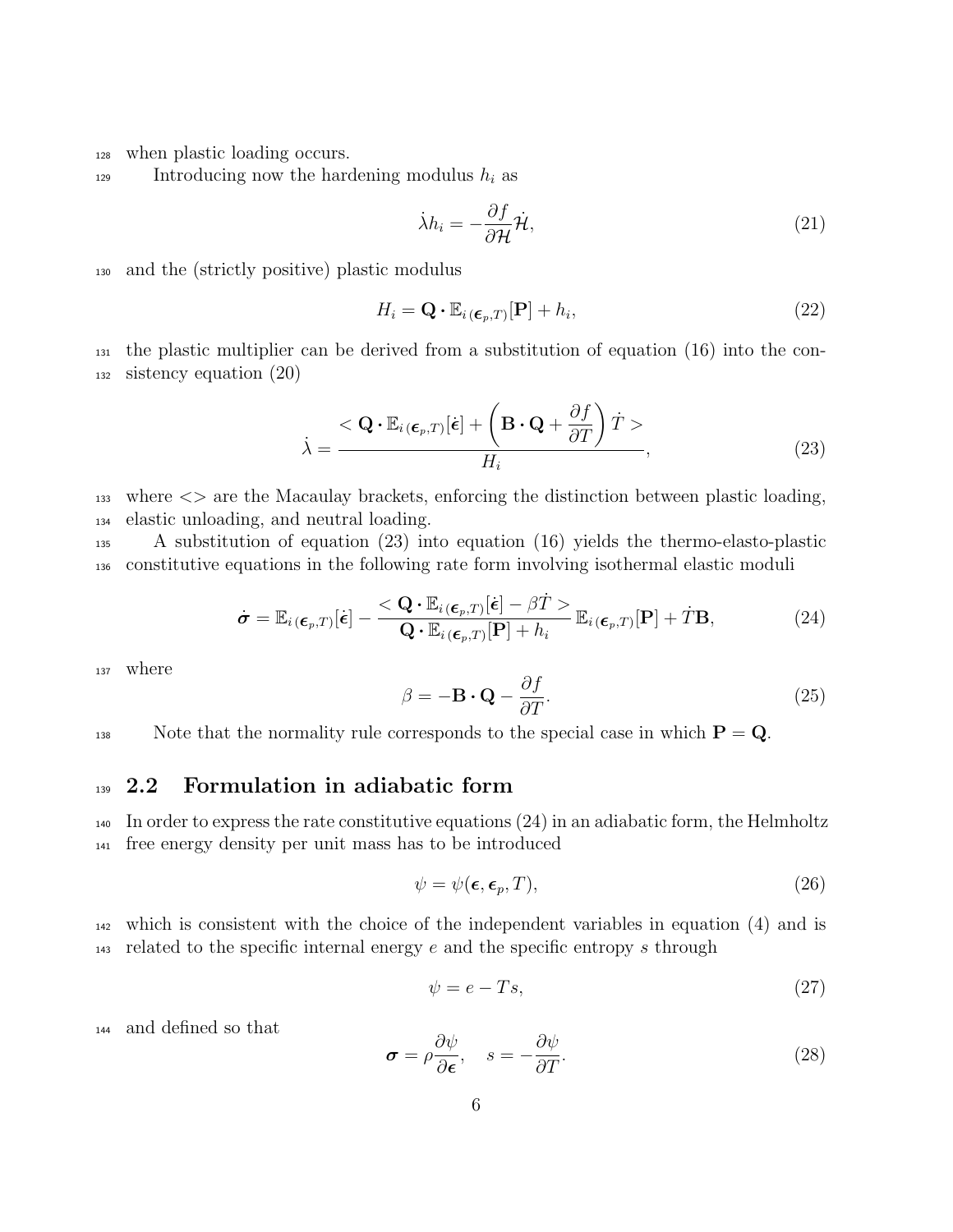when plastic loading occurs.

Introducing now the hardening modulus $h_i$ as

$$\dot{\lambda} h_i = -\frac{\partial f}{\partial \mathcal{H}} \dot{\mathcal{H}}, \tag{21}$$

and the (strictly positive) plastic modulus

$$H_i = \mathbf{Q} \cdot \mathbb{E}_{i\,(\boldsymbol{\epsilon}_p, T)}[\mathbf{P}] + h_i, \tag{22}$$

the plastic multiplier can be derived from a substitution of equation (16) into the consistency equation (20)

$$\dot{\lambda} = \frac{< \mathbf{Q} \cdot \mathbb{E}_{i\,(\boldsymbol{\epsilon}_p, T)}[\dot{\boldsymbol{\epsilon}}] + \left( \mathbf{B} \cdot \mathbf{Q} + \dfrac{\partial f}{\partial T} \right) \dot{T} >}{H_i}, \tag{23}$$

where $<>$ are the Macaulay brackets, enforcing the distinction between plastic loading, elastic unloading, and neutral loading.

A substitution of equation (23) into equation (16) yields the thermo-elasto-plastic constitutive equations in the following rate form involving isothermal elastic moduli

$$\dot{\boldsymbol{\sigma}} = \mathbb{E}_{i\,(\boldsymbol{\epsilon}_p, T)}[\dot{\boldsymbol{\epsilon}}] - \frac{< \mathbf{Q} \cdot \mathbb{E}_{i\,(\boldsymbol{\epsilon}_p, T)}[\dot{\boldsymbol{\epsilon}}] - \beta \dot{T} >}{\mathbf{Q} \cdot \mathbb{E}_{i\,(\boldsymbol{\epsilon}_p, T)}[\mathbf{P}] + h_i} \mathbb{E}_{i\,(\boldsymbol{\epsilon}_p, T)}[\mathbf{P}] + \dot{T}\mathbf{B}, \tag{24}$$

where

$$\beta = -\mathbf{B} \cdot \mathbf{Q} - \frac{\partial f}{\partial T}. \tag{25}$$

Note that the normality rule corresponds to the special case in which $\mathbf{P} = \mathbf{Q}$.

## 2.2 Formulation in adiabatic form

In order to express the rate constitutive equations (24) in an adiabatic form, the Helmholtz free energy density per unit mass has to be introduced

$$\psi = \psi(\boldsymbol{\epsilon}, \boldsymbol{\epsilon}_p, T), \tag{26}$$

which is consistent with the choice of the independent variables in equation (4) and is related to the specific internal energy $e$ and the specific entropy $s$ through

$$\psi = e - Ts, \tag{27}$$

and defined so that

$$\boldsymbol{\sigma} = \rho \frac{\partial \psi}{\partial \boldsymbol{\epsilon}}, \quad s = -\frac{\partial \psi}{\partial T}. \tag{28}$$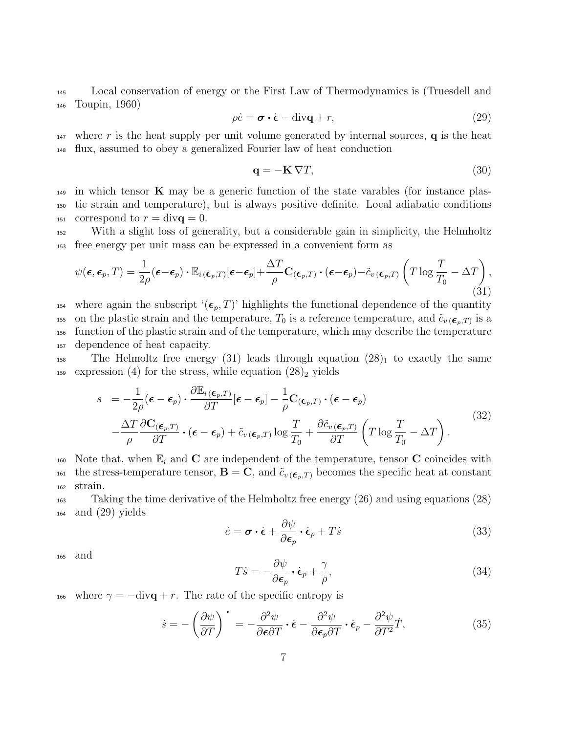Local conservation of energy or the First Law of Thermodynamics is (Truesdell and Toupin, 1960)

$$\rho \dot{e} = \boldsymbol{\sigma} \cdot \dot{\boldsymbol{\epsilon}} - \text{div}\mathbf{q} + r, \tag{29}$$

where $r$ is the heat supply per unit volume generated by internal sources, $\mathbf{q}$ is the heat flux, assumed to obey a generalized Fourier law of heat conduction

$$\mathbf{q} = -\mathbf{K}\,\nabla T, \tag{30}$$

in which tensor $\mathbf{K}$ may be a generic function of the state varables (for instance plastic strain and temperature), but is always positive definite. Local adiabatic conditions correspond to $r = \text{div}\mathbf{q} = 0$.

With a slight loss of generality, but a considerable gain in simplicity, the Helmholtz free energy per unit mass can be expressed in a convenient form as

$$\psi(\boldsymbol{\epsilon}, \boldsymbol{\epsilon}_p, T) = \frac{1}{2\rho}(\boldsymbol{\epsilon}-\boldsymbol{\epsilon}_p) \cdot \mathbb{E}_{i\,(\boldsymbol{\epsilon}_p,T)}[\boldsymbol{\epsilon}-\boldsymbol{\epsilon}_p] + \frac{\Delta T}{\rho}\mathbf{C}_{(\boldsymbol{\epsilon}_p,T)} \cdot (\boldsymbol{\epsilon}-\boldsymbol{\epsilon}_p) - \tilde{c}_{v\,(\boldsymbol{\epsilon}_p,T)}\left(T \log\frac{T}{T_0} - \Delta T\right), \tag{31}$$

where again the subscript '$(\boldsymbol{\epsilon}_p, T)$' highlights the functional dependence of the quantity on the plastic strain and the temperature, $T_0$ is a reference temperature, and $\tilde{c}_{v\,(\boldsymbol{\epsilon}_p,T)}$ is a function of the plastic strain and of the temperature, which may describe the temperature dependence of heat capacity.

The Helmoltz free energy (31) leads through equation $(28)_1$ to exactly the same expression (4) for the stress, while equation $(28)_2$ yields

$$\begin{aligned} s \;&= -\frac{1}{2\rho}(\boldsymbol{\epsilon}-\boldsymbol{\epsilon}_p) \cdot \frac{\partial \mathbb{E}_{i\,(\boldsymbol{\epsilon}_p,T)}}{\partial T}[\boldsymbol{\epsilon}-\boldsymbol{\epsilon}_p] - \frac{1}{\rho}\mathbf{C}_{(\boldsymbol{\epsilon}_p,T)} \cdot (\boldsymbol{\epsilon}-\boldsymbol{\epsilon}_p) \\ &\quad -\frac{\Delta T}{\rho}\frac{\partial \mathbf{C}_{(\boldsymbol{\epsilon}_p,T)}}{\partial T} \cdot (\boldsymbol{\epsilon}-\boldsymbol{\epsilon}_p) + \tilde{c}_{v\,(\boldsymbol{\epsilon}_p,T)} \log\frac{T}{T_0} + \frac{\partial \tilde{c}_{v\,(\boldsymbol{\epsilon}_p,T)}}{\partial T}\left(T\log\frac{T}{T_0} - \Delta T\right). \end{aligned} \tag{32}$$

Note that, when $\mathbb{E}_i$ and $\mathbf{C}$ are independent of the temperature, tensor $\mathbf{C}$ coincides with the stress-temperature tensor, $\mathbf{B} = \mathbf{C}$, and $\tilde{c}_{v\,(\boldsymbol{\epsilon}_p,T)}$ becomes the specific heat at constant strain.

Taking the time derivative of the Helmholtz free energy (26) and using equations (28) and (29) yields

$$\dot{e} = \boldsymbol{\sigma} \cdot \dot{\boldsymbol{\epsilon}} + \frac{\partial \psi}{\partial \boldsymbol{\epsilon}_p} \cdot \dot{\boldsymbol{\epsilon}}_p + T\dot{s} \tag{33}$$

and

$$T\dot{s} = -\frac{\partial \psi}{\partial \boldsymbol{\epsilon}_p} \cdot \dot{\boldsymbol{\epsilon}}_p + \frac{\gamma}{\rho}, \tag{34}$$

where $\gamma = -\text{div}\mathbf{q} + r$. The rate of the specific entropy is

$$\dot{s} = -\left(\frac{\partial \psi}{\partial T}\right)^{\boldsymbol{\cdot}} = -\frac{\partial^2 \psi}{\partial \boldsymbol{\epsilon} \partial T} \cdot \dot{\boldsymbol{\epsilon}} - \frac{\partial^2 \psi}{\partial \boldsymbol{\epsilon}_p \partial T} \cdot \dot{\boldsymbol{\epsilon}}_p - \frac{\partial^2 \psi}{\partial T^2}\dot{T}, \tag{35}$$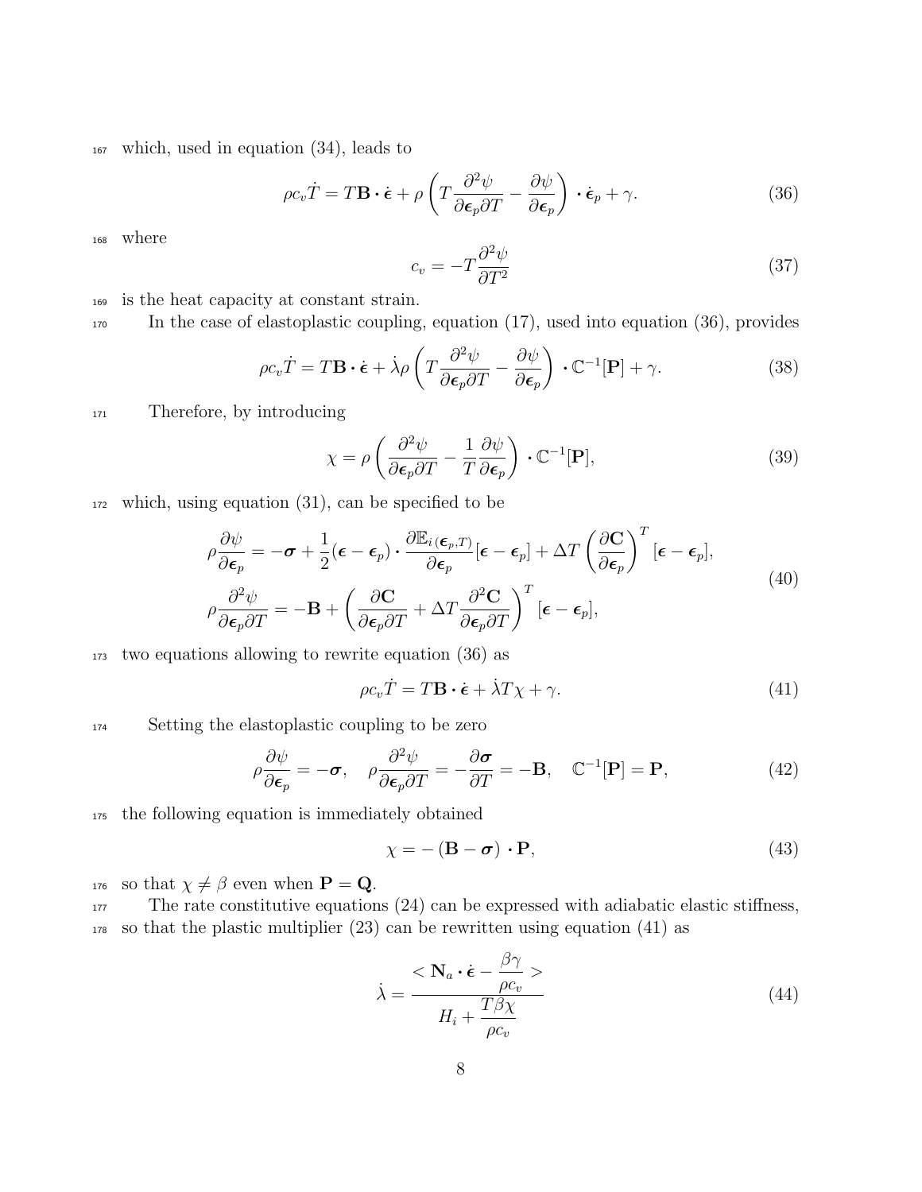which, used in equation (34), leads to

$$
\rho c_v \dot{T} = T\mathbf{B} \cdot \dot{\boldsymbol{\epsilon}} + \rho \left( T \frac{\partial^2 \psi}{\partial \boldsymbol{\epsilon}_p \partial T} - \frac{\partial \psi}{\partial \boldsymbol{\epsilon}_p} \right) \cdot \dot{\boldsymbol{\epsilon}}_p + \gamma. \tag{36}
$$

where

$$
c_v = -T \frac{\partial^2 \psi}{\partial T^2} \tag{37}
$$

is the heat capacity at constant strain.

In the case of elastoplastic coupling, equation (17), used into equation (36), provides

$$
\rho c_v \dot{T} = T\mathbf{B} \cdot \dot{\boldsymbol{\epsilon}} + \dot{\lambda} \rho \left( T \frac{\partial^2 \psi}{\partial \boldsymbol{\epsilon}_p \partial T} - \frac{\partial \psi}{\partial \boldsymbol{\epsilon}_p} \right) \cdot \mathbb{C}^{-1}[\mathbf{P}] + \gamma. \tag{38}
$$

Therefore, by introducing

$$
\chi = \rho \left( \frac{\partial^2 \psi}{\partial \boldsymbol{\epsilon}_p \partial T} - \frac{1}{T} \frac{\partial \psi}{\partial \boldsymbol{\epsilon}_p} \right) \cdot \mathbb{C}^{-1}[\mathbf{P}], \tag{39}
$$

which, using equation (31), can be specified to be

$$
\begin{aligned}
\rho \frac{\partial \psi}{\partial \boldsymbol{\epsilon}_p} &= -\boldsymbol{\sigma} + \frac{1}{2}(\boldsymbol{\epsilon} - \boldsymbol{\epsilon}_p) \cdot \frac{\partial \mathbb{E}_{i\,(\boldsymbol{\epsilon}_p, T)}}{\partial \boldsymbol{\epsilon}_p}[\boldsymbol{\epsilon} - \boldsymbol{\epsilon}_p] + \Delta T \left( \frac{\partial \mathbf{C}}{\partial \boldsymbol{\epsilon}_p} \right)^T [\boldsymbol{\epsilon} - \boldsymbol{\epsilon}_p], \\
\rho \frac{\partial^2 \psi}{\partial \boldsymbol{\epsilon}_p \partial T} &= -\mathbf{B} + \left( \frac{\partial \mathbf{C}}{\partial \boldsymbol{\epsilon}_p \partial T} + \Delta T \frac{\partial^2 \mathbf{C}}{\partial \boldsymbol{\epsilon}_p \partial T} \right)^T [\boldsymbol{\epsilon} - \boldsymbol{\epsilon}_p],
\end{aligned} \tag{40}
$$

two equations allowing to rewrite equation (36) as

$$
\rho c_v \dot{T} = T\mathbf{B} \cdot \dot{\boldsymbol{\epsilon}} + \dot{\lambda} T \chi + \gamma. \tag{41}
$$

Setting the elastoplastic coupling to be zero

$$
\rho \frac{\partial \psi}{\partial \boldsymbol{\epsilon}_p} = -\boldsymbol{\sigma}, \quad \rho \frac{\partial^2 \psi}{\partial \boldsymbol{\epsilon}_p \partial T} = -\frac{\partial \boldsymbol{\sigma}}{\partial T} = -\mathbf{B}, \quad \mathbb{C}^{-1}[\mathbf{P}] = \mathbf{P}, \tag{42}
$$

the following equation is immediately obtained

$$
\chi = -\left( \mathbf{B} - \boldsymbol{\sigma} \right) \cdot \mathbf{P}, \tag{43}
$$

so that $\chi \neq \beta$ even when $\mathbf{P} = \mathbf{Q}$.

The rate constitutive equations (24) can be expressed with adiabatic elastic stiffness, so that the plastic multiplier (23) can be rewritten using equation (41) as

$$
\dot{\lambda} = \frac{< \mathbf{N}_a \cdot \dot{\boldsymbol{\epsilon}} - \dfrac{\beta \gamma}{\rho c_v} >}{H_i + \dfrac{T \beta \chi}{\rho c_v}} \tag{44}
$$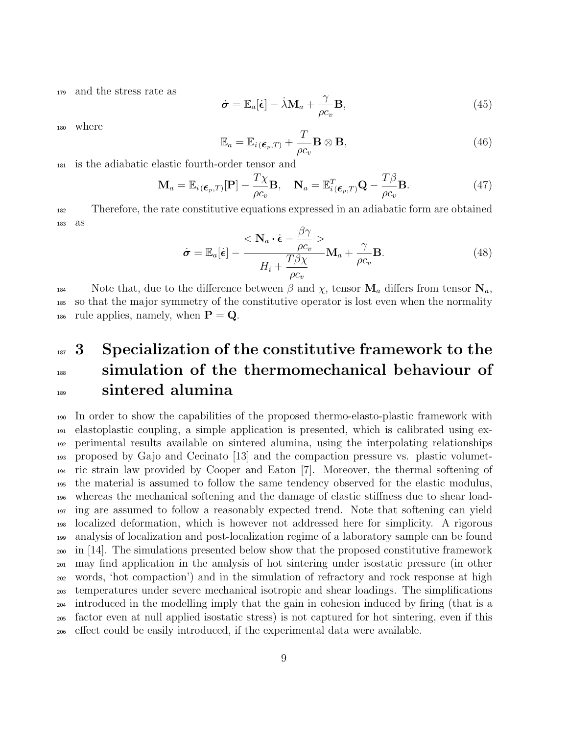and the stress rate as

$$\dot{\boldsymbol{\sigma}} = \mathbb{E}_a[\dot{\boldsymbol{\epsilon}}] - \dot{\lambda}\mathbf{M}_a + \frac{\gamma}{\rho c_v}\mathbf{B}, \tag{45}$$

where

$$\mathbb{E}_a = \mathbb{E}_{i\,(\boldsymbol{\epsilon}_p,T)} + \frac{T}{\rho c_v}\mathbf{B} \otimes \mathbf{B}, \tag{46}$$

is the adiabatic elastic fourth-order tensor and

$$\mathbf{M}_a = \mathbb{E}_{i\,(\boldsymbol{\epsilon}_p,T)}[\mathbf{P}] - \frac{T\chi}{\rho c_v}\mathbf{B}, \quad \mathbf{N}_a = \mathbb{E}^T_{i\,(\boldsymbol{\epsilon}_p,T)}\mathbf{Q} - \frac{T\beta}{\rho c_v}\mathbf{B}. \tag{47}$$

Therefore, the rate constitutive equations expressed in an adiabatic form are obtained as

$$\dot{\boldsymbol{\sigma}} = \mathbb{E}_a[\dot{\boldsymbol{\epsilon}}] - \frac{< \mathbf{N}_a \cdot \dot{\boldsymbol{\epsilon}} - \dfrac{\beta\gamma}{\rho c_v} >}{H_i + \dfrac{T\beta\chi}{\rho c_v}}\mathbf{M}_a + \frac{\gamma}{\rho c_v}\mathbf{B}. \tag{48}$$

Note that, due to the difference between $\beta$ and $\chi$, tensor $\mathbf{M}_a$ differs from tensor $\mathbf{N}_a$, so that the major symmetry of the constitutive operator is lost even when the normality rule applies, namely, when $\mathbf{P} = \mathbf{Q}$.

# 3 Specialization of the constitutive framework to the simulation of the thermomechanical behaviour of sintered alumina

In order to show the capabilities of the proposed thermo-elasto-plastic framework with elastoplastic coupling, a simple application is presented, which is calibrated using experimental results available on sintered alumina, using the interpolating relationships proposed by Gajo and Cecinato [13] and the compaction pressure vs. plastic volumetric strain law provided by Cooper and Eaton [7]. Moreover, the thermal softening of the material is assumed to follow the same tendency observed for the elastic modulus, whereas the mechanical softening and the damage of elastic stiffness due to shear loading are assumed to follow a reasonably expected trend. Note that softening can yield localized deformation, which is however not addressed here for simplicity. A rigorous analysis of localization and post-localization regime of a laboratory sample can be found in [14]. The simulations presented below show that the proposed constitutive framework may find application in the analysis of hot sintering under isostatic pressure (in other words, 'hot compaction') and in the simulation of refractory and rock response at high temperatures under severe mechanical isotropic and shear loadings. The simplifications introduced in the modelling imply that the gain in cohesion induced by firing (that is a factor even at null applied isostatic stress) is not captured for hot sintering, even if this effect could be easily introduced, if the experimental data were available.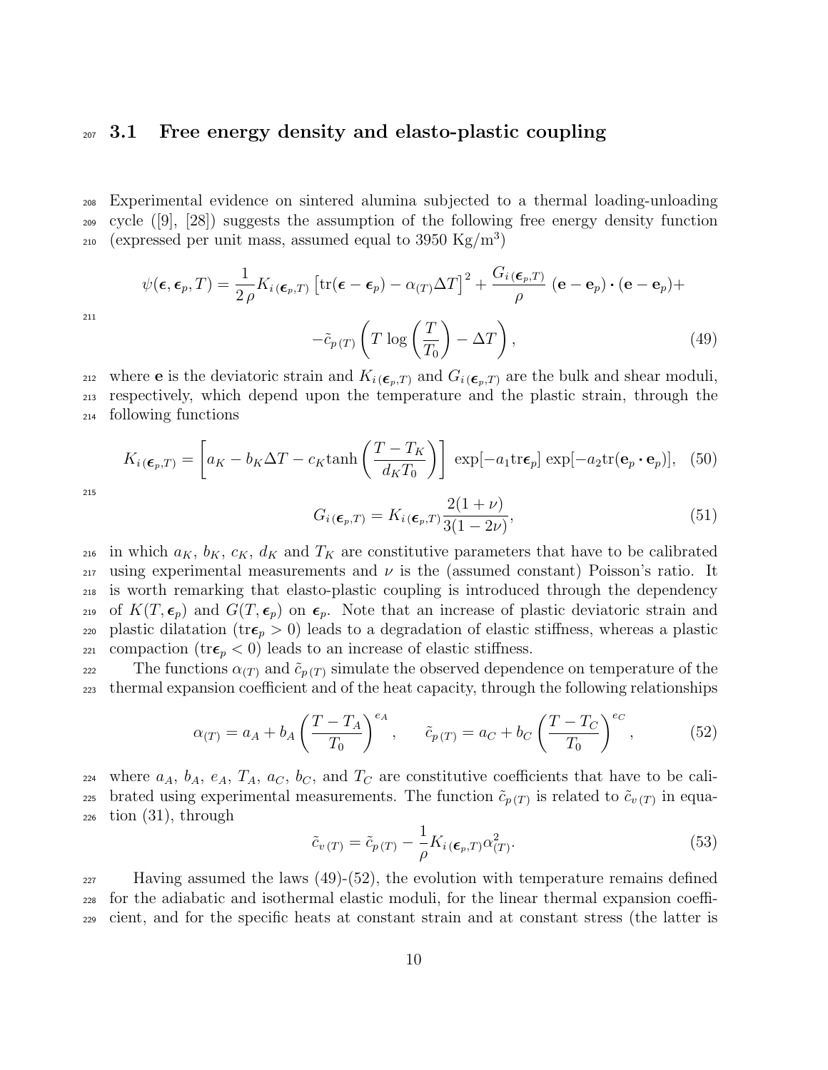### 3.1 Free energy density and elasto-plastic coupling

Experimental evidence on sintered alumina subjected to a thermal loading-unloading cycle ([9], [28]) suggests the assumption of the following free energy density function (expressed per unit mass, assumed equal to 3950 Kg/m$^3$)

$$\psi(\boldsymbol{\epsilon}, \boldsymbol{\epsilon}_p, T) = \frac{1}{2\,\rho} K_{i\,(\boldsymbol{\epsilon}_p,T)} \left[\text{tr}(\boldsymbol{\epsilon} - \boldsymbol{\epsilon}_p) - \alpha_{(T)} \Delta T\right]^2 + \frac{G_{i\,(\boldsymbol{\epsilon}_p,T)}}{\rho} \left(\mathbf{e} - \mathbf{e}_p\right) \cdot \left(\mathbf{e} - \mathbf{e}_p\right) +$$

$$-\tilde{c}_{p\,(T)} \left( T \log\left(\frac{T}{T_0}\right) - \Delta T \right), \tag{49}$$

where $\mathbf{e}$ is the deviatoric strain and $K_{i\,(\boldsymbol{\epsilon}_p,T)}$ and $G_{i\,(\boldsymbol{\epsilon}_p,T)}$ are the bulk and shear moduli, respectively, which depend upon the temperature and the plastic strain, through the following functions

$$K_{i\,(\boldsymbol{\epsilon}_p,T)} = \left[ a_K - b_K \Delta T - c_K \tanh\left(\frac{T - T_K}{d_K T_0}\right) \right] \exp[-a_1 \text{tr}\boldsymbol{\epsilon}_p] \exp[-a_2 \text{tr}(\mathbf{e}_p \cdot \mathbf{e}_p)], \tag{50}$$

$$G_{i\,(\boldsymbol{\epsilon}_p,T)} = K_{i\,(\boldsymbol{\epsilon}_p,T)} \frac{2(1+\nu)}{3(1-2\nu)}, \tag{51}$$

in which $a_K$, $b_K$, $c_K$, $d_K$ and $T_K$ are constitutive parameters that have to be calibrated using experimental measurements and $\nu$ is the (assumed constant) Poisson's ratio. It is worth remarking that elasto-plastic coupling is introduced through the dependency of $K(T, \boldsymbol{\epsilon}_p)$ and $G(T, \boldsymbol{\epsilon}_p)$ on $\boldsymbol{\epsilon}_p$. Note that an increase of plastic deviatoric strain and plastic dilatation ($\text{tr}\boldsymbol{\epsilon}_p > 0$) leads to a degradation of elastic stiffness, whereas a plastic compaction ($\text{tr}\boldsymbol{\epsilon}_p < 0$) leads to an increase of elastic stiffness.

The functions $\alpha_{(T)}$ and $\tilde{c}_{p\,(T)}$ simulate the observed dependence on temperature of the thermal expansion coefficient and of the heat capacity, through the following relationships

$$\alpha_{(T)} = a_A + b_A \left(\frac{T - T_A}{T_0}\right)^{e_A}, \qquad \tilde{c}_{p\,(T)} = a_C + b_C \left(\frac{T - T_C}{T_0}\right)^{e_C}, \tag{52}$$

where $a_A$, $b_A$, $e_A$, $T_A$, $a_C$, $b_C$, and $T_C$ are constitutive coefficients that have to be calibrated using experimental measurements. The function $\tilde{c}_{p\,(T)}$ is related to $\tilde{c}_{v\,(T)}$ in equation (31), through

$$\tilde{c}_{v\,(T)} = \tilde{c}_{p\,(T)} - \frac{1}{\rho} K_{i\,(\boldsymbol{\epsilon}_p,T)} \alpha_{(T)}^2. \tag{53}$$

Having assumed the laws (49)-(52), the evolution with temperature remains defined for the adiabatic and isothermal elastic moduli, for the linear thermal expansion coefficient, and for the specific heats at constant strain and at constant stress (the latter is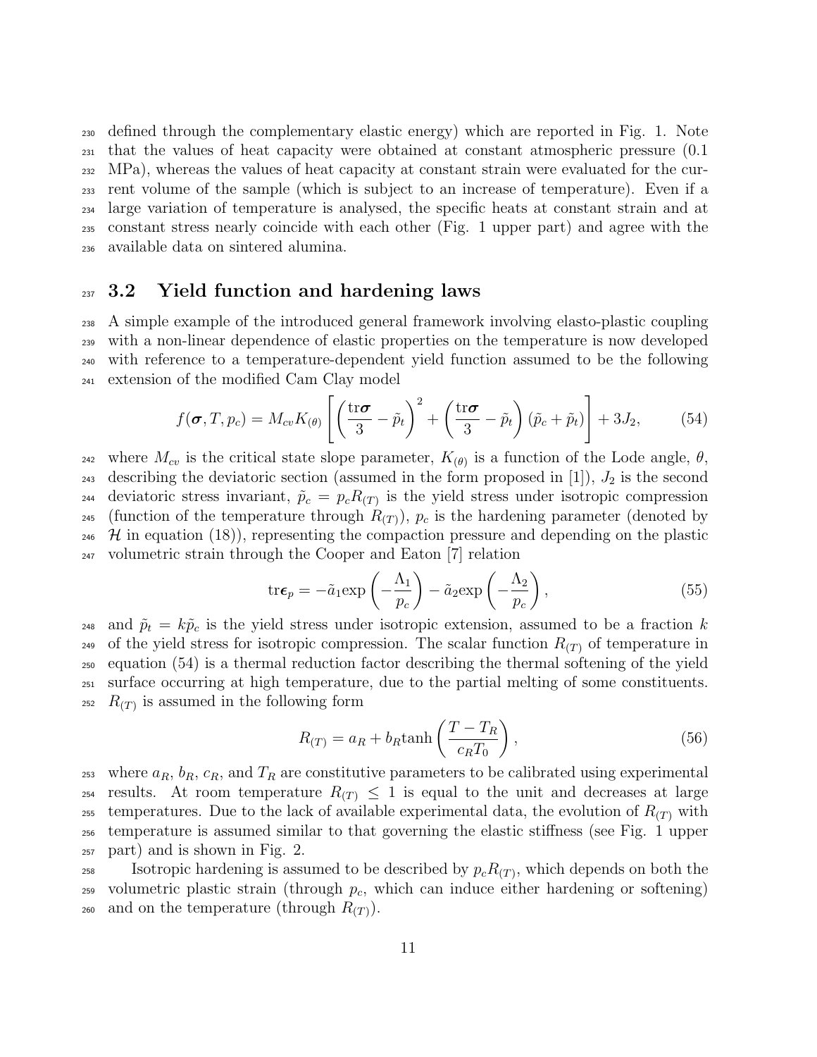defined through the complementary elastic energy) which are reported in Fig. 1. Note that the values of heat capacity were obtained at constant atmospheric pressure (0.1 MPa), whereas the values of heat capacity at constant strain were evaluated for the current volume of the sample (which is subject to an increase of temperature). Even if a large variation of temperature is analysed, the specific heats at constant strain and at constant stress nearly coincide with each other (Fig. 1 upper part) and agree with the available data on sintered alumina.

### 3.2 Yield function and hardening laws

A simple example of the introduced general framework involving elasto-plastic coupling with a non-linear dependence of elastic properties on the temperature is now developed with reference to a temperature-dependent yield function assumed to be the following extension of the modified Cam Clay model

$$f(\boldsymbol{\sigma}, T, p_c) = M_{cv} K_{(\theta)} \left[ \left( \frac{\text{tr}\boldsymbol{\sigma}}{3} - \tilde{p}_t \right)^2 + \left( \frac{\text{tr}\boldsymbol{\sigma}}{3} - \tilde{p}_t \right) (\tilde{p}_c + \tilde{p}_t) \right] + 3J_2, \tag{54}$$

where $M_{cv}$ is the critical state slope parameter, $K_{(\theta)}$ is a function of the Lode angle, $\theta$, describing the deviatoric section (assumed in the form proposed in [1]), $J_2$ is the second deviatoric stress invariant, $\tilde{p}_c = p_c R_{(T)}$ is the yield stress under isotropic compression (function of the temperature through $R_{(T)}$), $p_c$ is the hardening parameter (denoted by $\mathcal{H}$ in equation (18)), representing the compaction pressure and depending on the plastic volumetric strain through the Cooper and Eaton [7] relation

$$\text{tr}\boldsymbol{\epsilon}_p = -\tilde{a}_1 \text{exp}\left( -\frac{\Lambda_1}{p_c} \right) - \tilde{a}_2 \text{exp}\left( -\frac{\Lambda_2}{p_c} \right), \tag{55}$$

and $\tilde{p}_t = k\tilde{p}_c$ is the yield stress under isotropic extension, assumed to be a fraction $k$ of the yield stress for isotropic compression. The scalar function $R_{(T)}$ of temperature in equation (54) is a thermal reduction factor describing the thermal softening of the yield surface occurring at high temperature, due to the partial melting of some constituents. $R_{(T)}$ is assumed in the following form

$$R_{(T)} = a_R + b_R \text{tanh}\left( \frac{T - T_R}{c_R T_0} \right), \tag{56}$$

where $a_R$, $b_R$, $c_R$, and $T_R$ are constitutive parameters to be calibrated using experimental results. At room temperature $R_{(T)} \leq 1$ is equal to the unit and decreases at large temperatures. Due to the lack of available experimental data, the evolution of $R_{(T)}$ with temperature is assumed similar to that governing the elastic stiffness (see Fig. 1 upper part) and is shown in Fig. 2.

Isotropic hardening is assumed to be described by $p_c R_{(T)}$, which depends on both the volumetric plastic strain (through $p_c$, which can induce either hardening or softening) and on the temperature (through $R_{(T)}$).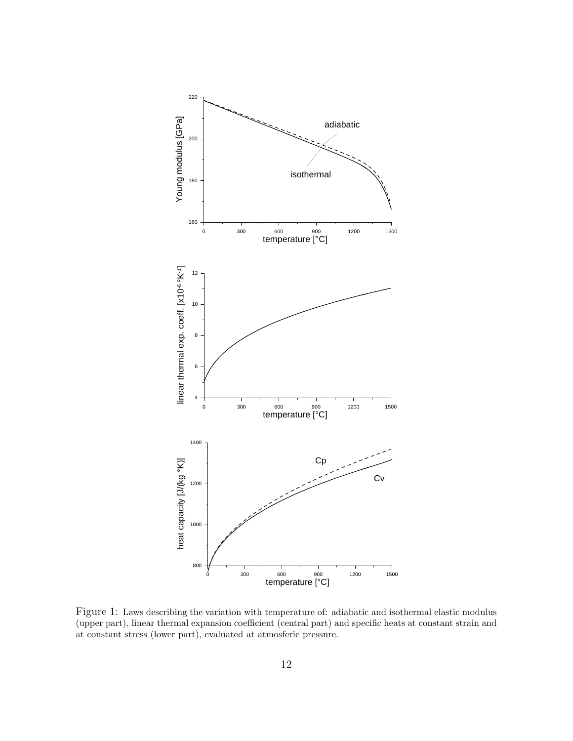Figure 1: Laws describing the variation with temperature of: adiabatic and isothermal elastic modulus (upper part), linear thermal expansion coefficient (central part) and specific heats at constant strain and at constant stress (lower part), evaluated at atmosferic pressure.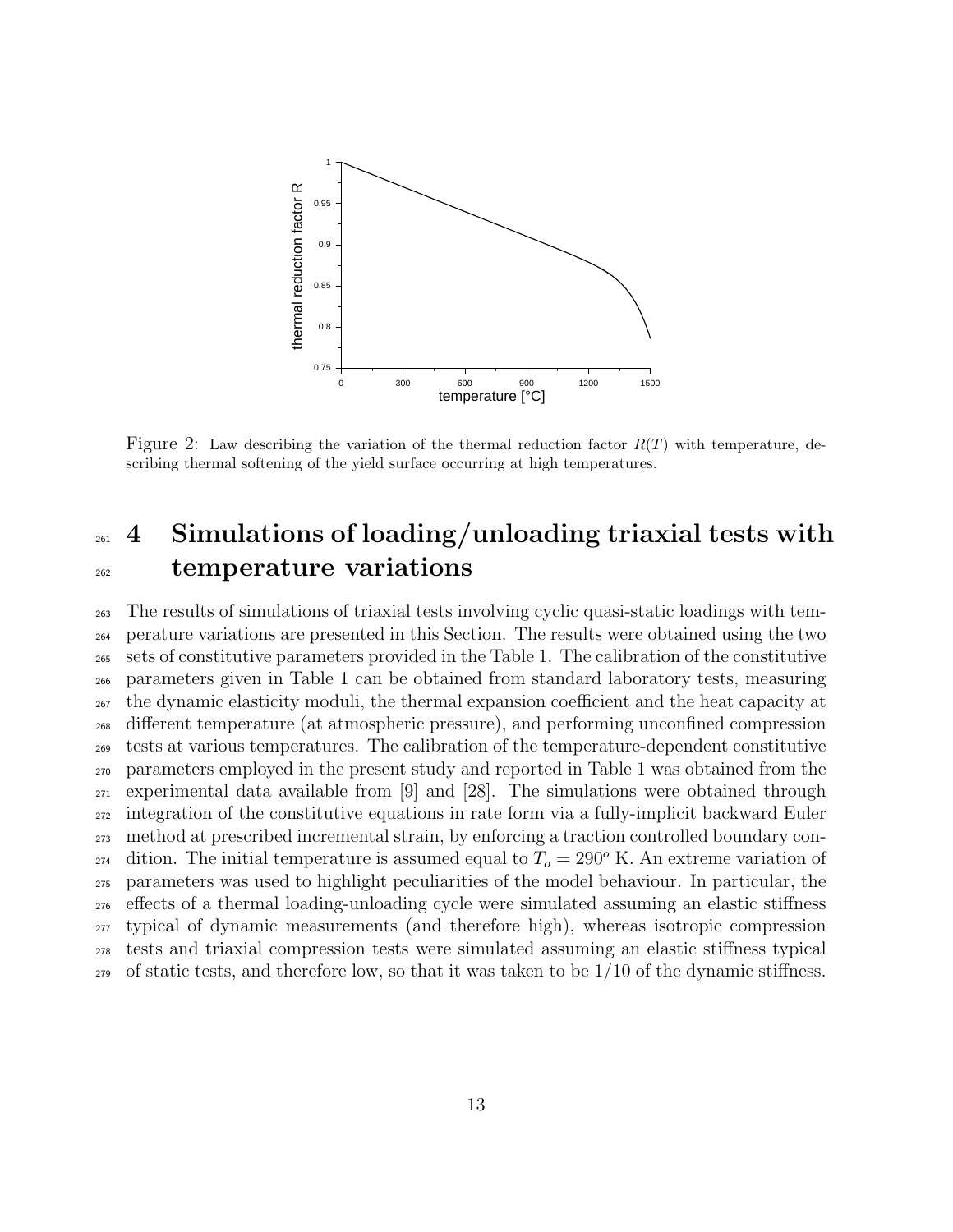Figure 2: Law describing the variation of the thermal reduction factor $R(T)$ with temperature, describing thermal softening of the yield surface occurring at high temperatures.

# 4 Simulations of loading/unloading triaxial tests with temperature variations

The results of simulations of triaxial tests involving cyclic quasi-static loadings with temperature variations are presented in this Section. The results were obtained using the two sets of constitutive parameters provided in the Table 1. The calibration of the constitutive parameters given in Table 1 can be obtained from standard laboratory tests, measuring the dynamic elasticity moduli, the thermal expansion coefficient and the heat capacity at different temperature (at atmospheric pressure), and performing unconfined compression tests at various temperatures. The calibration of the temperature-dependent constitutive parameters employed in the present study and reported in Table 1 was obtained from the experimental data available from [9] and [28]. The simulations were obtained through integration of the constitutive equations in rate form via a fully-implicit backward Euler method at prescribed incremental strain, by enforcing a traction controlled boundary condition. The initial temperature is assumed equal to $T_o = 290^o$ K. An extreme variation of parameters was used to highlight peculiarities of the model behaviour. In particular, the effects of a thermal loading-unloading cycle were simulated assuming an elastic stiffness typical of dynamic measurements (and therefore high), whereas isotropic compression tests and triaxial compression tests were simulated assuming an elastic stiffness typical of static tests, and therefore low, so that it was taken to be 1/10 of the dynamic stiffness.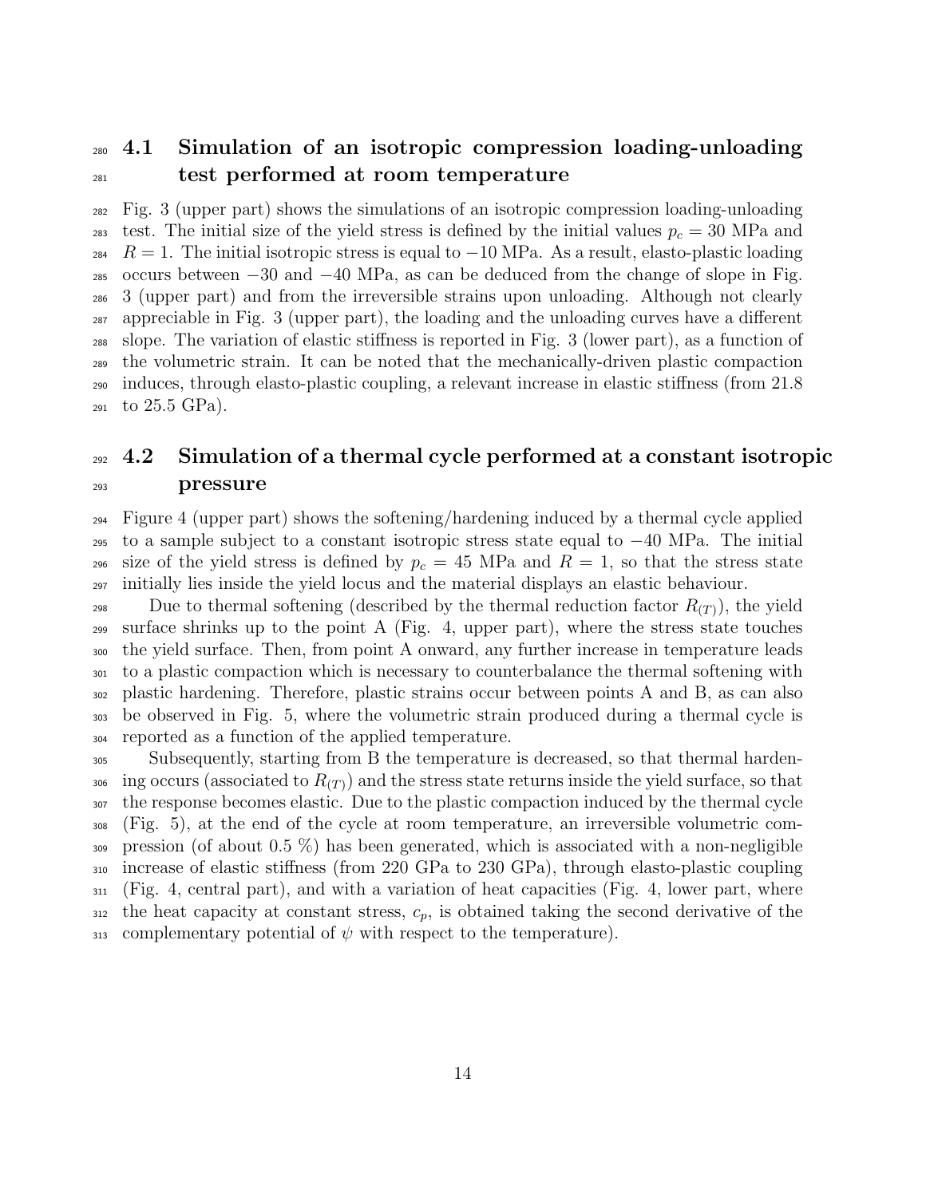## 4.1 Simulation of an isotropic compression loading-unloading test performed at room temperature

Fig. 3 (upper part) shows the simulations of an isotropic compression loading-unloading test. The initial size of the yield stress is defined by the initial values $p_c = 30$ MPa and $R = 1$. The initial isotropic stress is equal to $-10$ MPa. As a result, elasto-plastic loading occurs between $-30$ and $-40$ MPa, as can be deduced from the change of slope in Fig. 3 (upper part) and from the irreversible strains upon unloading. Although not clearly appreciable in Fig. 3 (upper part), the loading and the unloading curves have a different slope. The variation of elastic stiffness is reported in Fig. 3 (lower part), as a function of the volumetric strain. It can be noted that the mechanically-driven plastic compaction induces, through elasto-plastic coupling, a relevant increase in elastic stiffness (from 21.8 to 25.5 GPa).

## 4.2 Simulation of a thermal cycle performed at a constant isotropic pressure

Figure 4 (upper part) shows the softening/hardening induced by a thermal cycle applied to a sample subject to a constant isotropic stress state equal to $-40$ MPa. The initial size of the yield stress is defined by $p_c = 45$ MPa and $R = 1$, so that the stress state initially lies inside the yield locus and the material displays an elastic behaviour.

Due to thermal softening (described by the thermal reduction factor $R_{(T)}$), the yield surface shrinks up to the point A (Fig. 4, upper part), where the stress state touches the yield surface. Then, from point A onward, any further increase in temperature leads to a plastic compaction which is necessary to counterbalance the thermal softening with plastic hardening. Therefore, plastic strains occur between points A and B, as can also be observed in Fig. 5, where the volumetric strain produced during a thermal cycle is reported as a function of the applied temperature.

Subsequently, starting from B the temperature is decreased, so that thermal hardening occurs (associated to $R_{(T)}$) and the stress state returns inside the yield surface, so that the response becomes elastic. Due to the plastic compaction induced by the thermal cycle (Fig. 5), at the end of the cycle at room temperature, an irreversible volumetric compression (of about 0.5 %) has been generated, which is associated with a non-negligible increase of elastic stiffness (from 220 GPa to 230 GPa), through elasto-plastic coupling (Fig. 4, central part), and with a variation of heat capacities (Fig. 4, lower part, where the heat capacity at constant stress, $c_p$, is obtained taking the second derivative of the complementary potential of $\psi$ with respect to the temperature).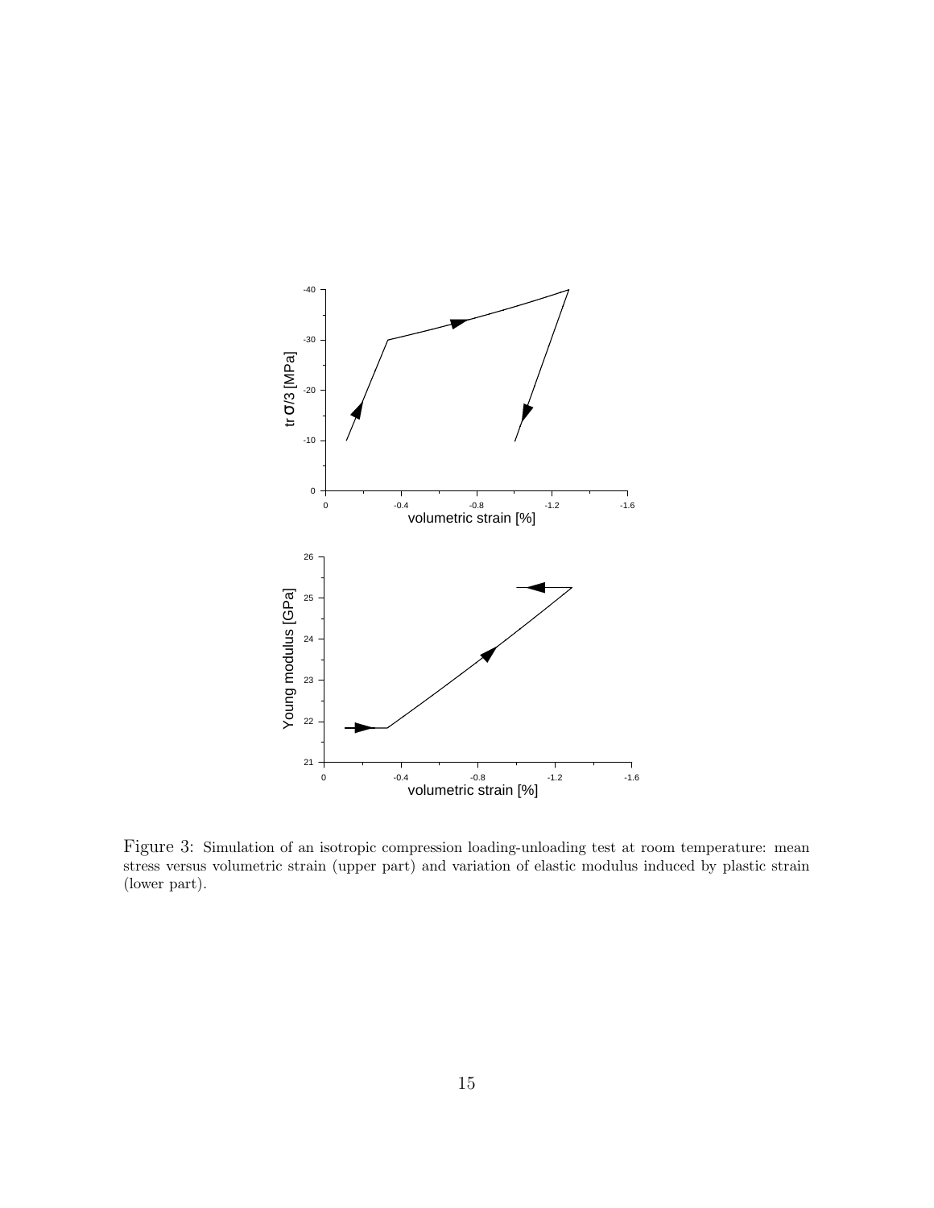Figure 3: Simulation of an isotropic compression loading-unloading test at room temperature: mean stress versus volumetric strain (upper part) and variation of elastic modulus induced by plastic strain (lower part).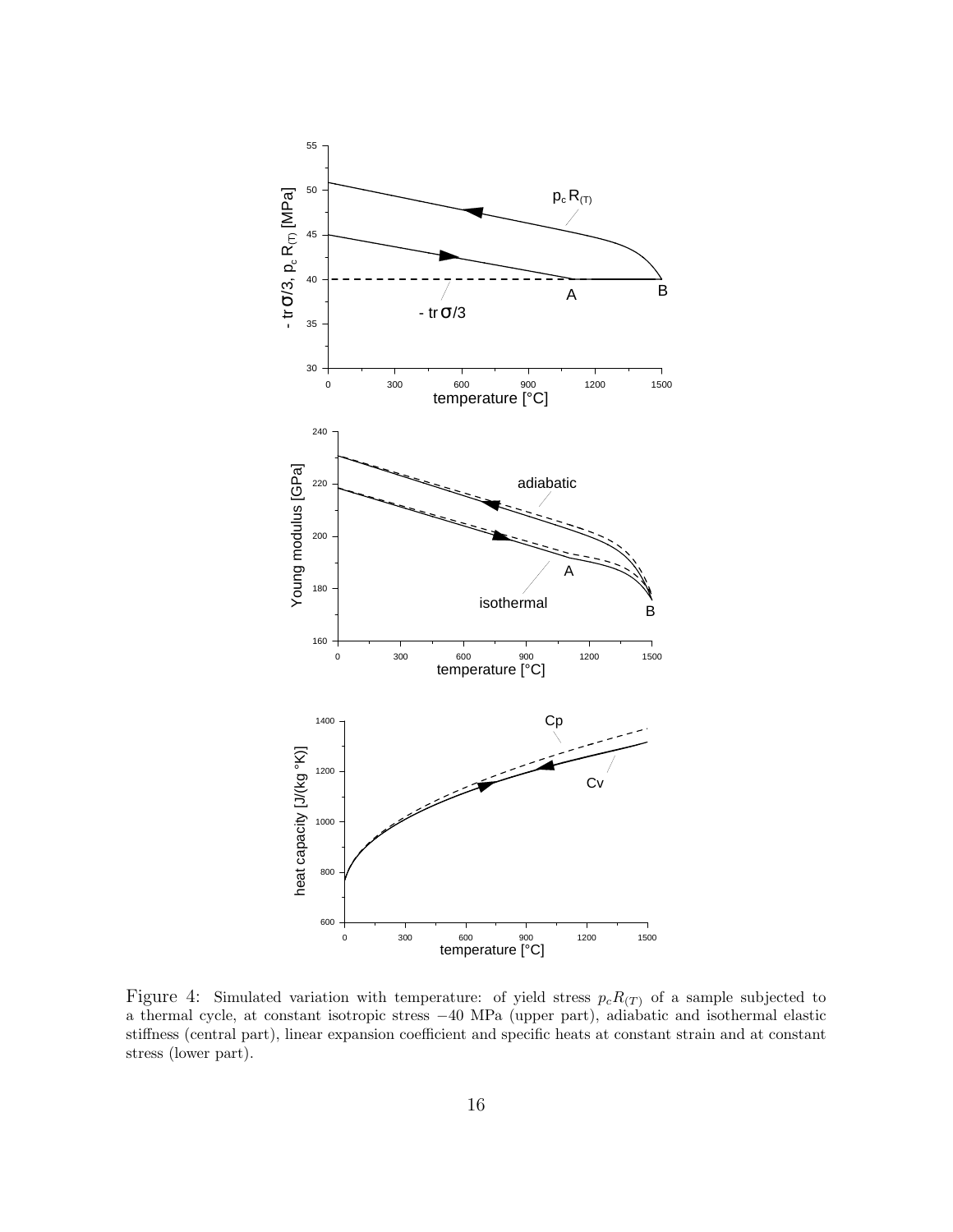Figure 4: Simulated variation with temperature: of yield stress $p_c R_{(T)}$ of a sample subjected to a thermal cycle, at constant isotropic stress $-40$ MPa (upper part), adiabatic and isothermal elastic stiffness (central part), linear expansion coefficient and specific heats at constant strain and at constant stress (lower part).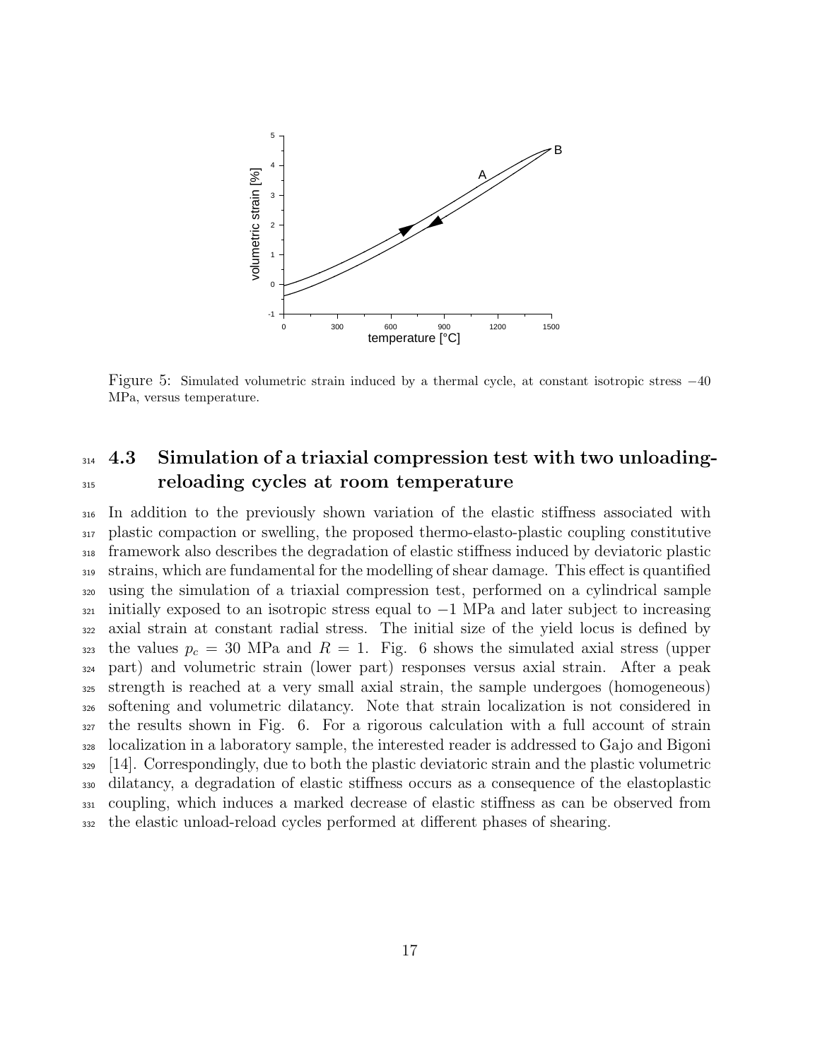Figure 5: Simulated volumetric strain induced by a thermal cycle, at constant isotropic stress −40 MPa, versus temperature.

## 4.3 Simulation of a triaxial compression test with two unloading-reloading cycles at room temperature

In addition to the previously shown variation of the elastic stiffness associated with plastic compaction or swelling, the proposed thermo-elasto-plastic coupling constitutive framework also describes the degradation of elastic stiffness induced by deviatoric plastic strains, which are fundamental for the modelling of shear damage. This effect is quantified using the simulation of a triaxial compression test, performed on a cylindrical sample initially exposed to an isotropic stress equal to −1 MPa and later subject to increasing axial strain at constant radial stress. The initial size of the yield locus is defined by the values $p_c = 30$ MPa and $R = 1$. Fig. 6 shows the simulated axial stress (upper part) and volumetric strain (lower part) responses versus axial strain. After a peak strength is reached at a very small axial strain, the sample undergoes (homogeneous) softening and volumetric dilatancy. Note that strain localization is not considered in the results shown in Fig. 6. For a rigorous calculation with a full account of strain localization in a laboratory sample, the interested reader is addressed to Gajo and Bigoni [14]. Correspondingly, due to both the plastic deviatoric strain and the plastic volumetric dilatancy, a degradation of elastic stiffness occurs as a consequence of the elastoplastic coupling, which induces a marked decrease of elastic stiffness as can be observed from the elastic unload-reload cycles performed at different phases of shearing.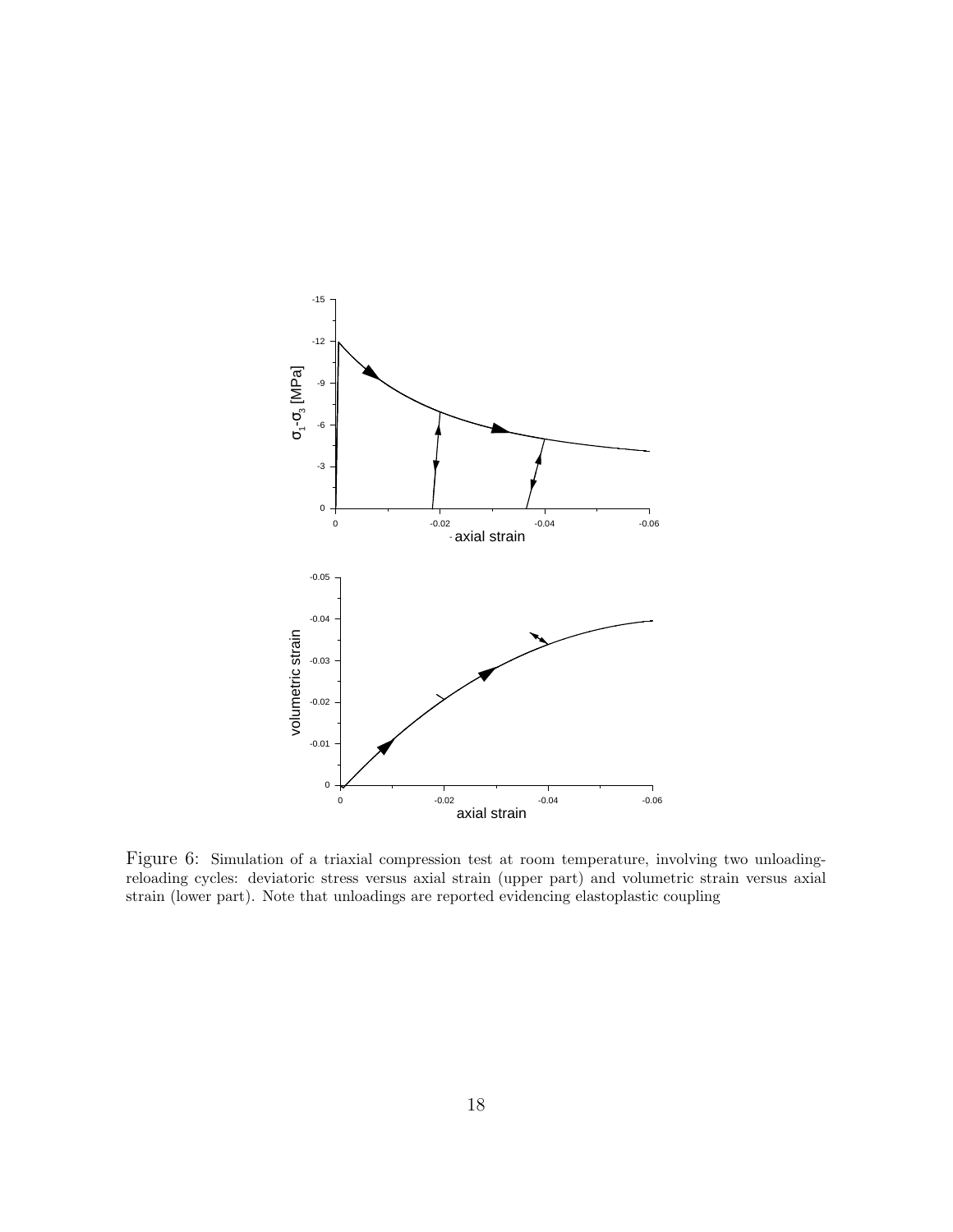Figure 6: Simulation of a triaxial compression test at room temperature, involving two unloading-reloading cycles: deviatoric stress versus axial strain (upper part) and volumetric strain versus axial strain (lower part). Note that unloadings are reported evidencing elastoplastic coupling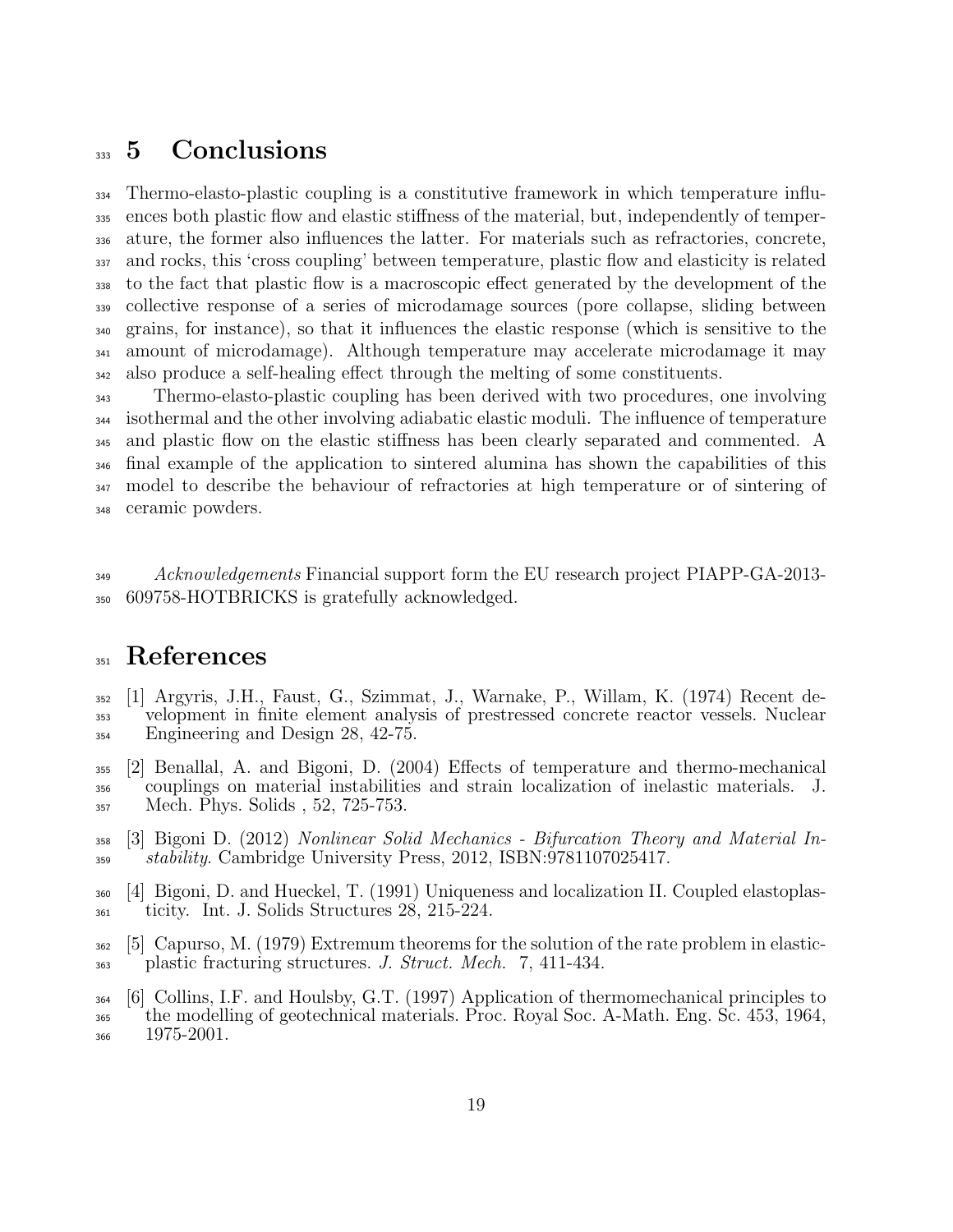# 5 Conclusions

Thermo-elasto-plastic coupling is a constitutive framework in which temperature influences both plastic flow and elastic stiffness of the material, but, independently of temperature, the former also influences the latter. For materials such as refractories, concrete, and rocks, this 'cross coupling' between temperature, plastic flow and elasticity is related to the fact that plastic flow is a macroscopic effect generated by the development of the collective response of a series of microdamage sources (pore collapse, sliding between grains, for instance), so that it influences the elastic response (which is sensitive to the amount of microdamage). Although temperature may accelerate microdamage it may also produce a self-healing effect through the melting of some constituents.

Thermo-elasto-plastic coupling has been derived with two procedures, one involving isothermal and the other involving adiabatic elastic moduli. The influence of temperature and plastic flow on the elastic stiffness has been clearly separated and commented. A final example of the application to sintered alumina has shown the capabilities of this model to describe the behaviour of refractories at high temperature or of sintering of ceramic powders.

*Acknowledgements* Financial support form the EU research project PIAPP-GA-2013-609758-HOTBRICKS is gratefully acknowledged.

# References

[1] Argyris, J.H., Faust, G., Szimmat, J., Warnake, P., Willam, K. (1974) Recent development in finite element analysis of prestressed concrete reactor vessels. Nuclear Engineering and Design 28, 42-75.

[2] Benallal, A. and Bigoni, D. (2004) Effects of temperature and thermo-mechanical couplings on material instabilities and strain localization of inelastic materials. J. Mech. Phys. Solids , 52, 725-753.

[3] Bigoni D. (2012) *Nonlinear Solid Mechanics - Bifurcation Theory and Material Instability*. Cambridge University Press, 2012, ISBN:9781107025417.

[4] Bigoni, D. and Hueckel, T. (1991) Uniqueness and localization II. Coupled elastoplasticity. Int. J. Solids Structures 28, 215-224.

[5] Capurso, M. (1979) Extremum theorems for the solution of the rate problem in elastic-plastic fracturing structures. *J. Struct. Mech.* 7, 411-434.

[6] Collins, I.F. and Houlsby, G.T. (1997) Application of thermomechanical principles to the modelling of geotechnical materials. Proc. Royal Soc. A-Math. Eng. Sc. 453, 1964, 1975-2001.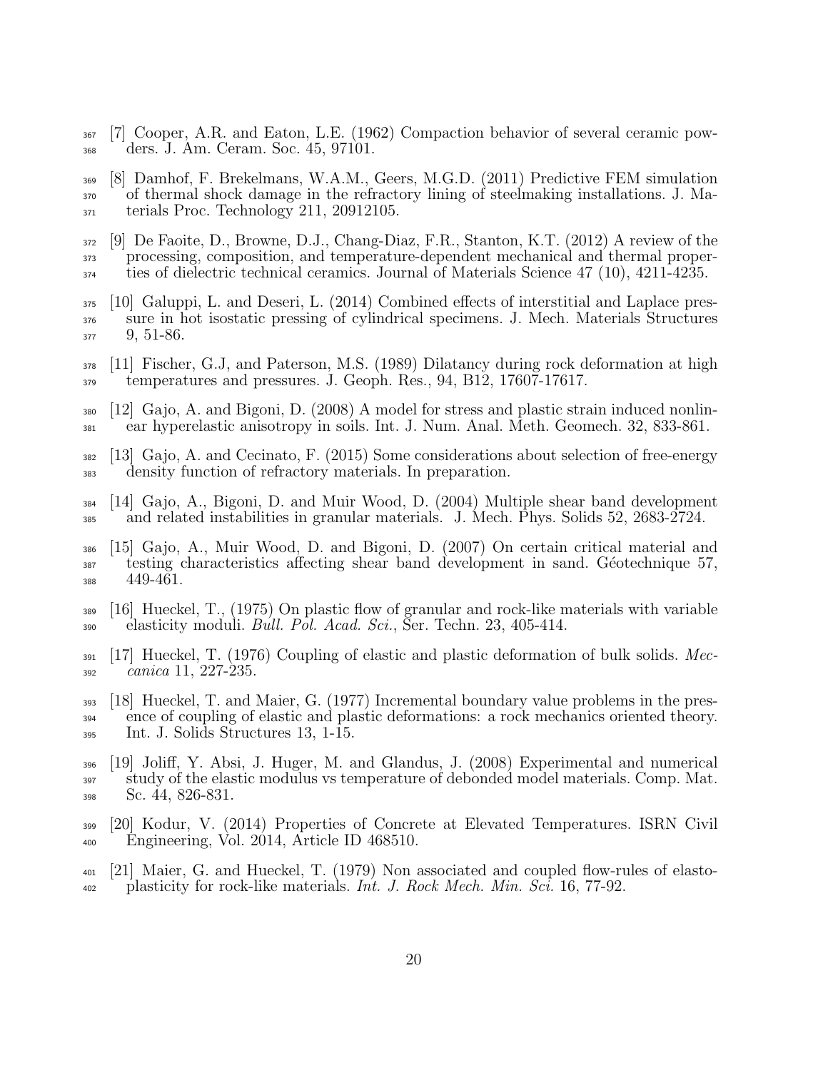[7] Cooper, A.R. and Eaton, L.E. (1962) Compaction behavior of several ceramic powders. J. Am. Ceram. Soc. 45, 97101.

[8] Damhof, F. Brekelmans, W.A.M., Geers, M.G.D. (2011) Predictive FEM simulation of thermal shock damage in the refractory lining of steelmaking installations. J. Materials Proc. Technology 211, 20912105.

[9] De Faoite, D., Browne, D.J., Chang-Diaz, F.R., Stanton, K.T. (2012) A review of the processing, composition, and temperature-dependent mechanical and thermal properties of dielectric technical ceramics. Journal of Materials Science 47 (10), 4211-4235.

[10] Galuppi, L. and Deseri, L. (2014) Combined effects of interstitial and Laplace pressure in hot isostatic pressing of cylindrical specimens. J. Mech. Materials Structures 9, 51-86.

[11] Fischer, G.J, and Paterson, M.S. (1989) Dilatancy during rock deformation at high temperatures and pressures. J. Geoph. Res., 94, B12, 17607-17617.

[12] Gajo, A. and Bigoni, D. (2008) A model for stress and plastic strain induced nonlinear hyperelastic anisotropy in soils. Int. J. Num. Anal. Meth. Geomech. 32, 833-861.

[13] Gajo, A. and Cecinato, F. (2015) Some considerations about selection of free-energy density function of refractory materials. In preparation.

[14] Gajo, A., Bigoni, D. and Muir Wood, D. (2004) Multiple shear band development and related instabilities in granular materials. J. Mech. Phys. Solids 52, 2683-2724.

[15] Gajo, A., Muir Wood, D. and Bigoni, D. (2007) On certain critical material and testing characteristics affecting shear band development in sand. Géotechnique 57, 449-461.

[16] Hueckel, T., (1975) On plastic flow of granular and rock-like materials with variable elasticity moduli. *Bull. Pol. Acad. Sci.*, Ser. Techn. 23, 405-414.

[17] Hueckel, T. (1976) Coupling of elastic and plastic deformation of bulk solids. *Meccanica* 11, 227-235.

[18] Hueckel, T. and Maier, G. (1977) Incremental boundary value problems in the presence of coupling of elastic and plastic deformations: a rock mechanics oriented theory. Int. J. Solids Structures 13, 1-15.

[19] Joliff, Y. Absi, J. Huger, M. and Glandus, J. (2008) Experimental and numerical study of the elastic modulus vs temperature of debonded model materials. Comp. Mat. Sc. 44, 826-831.

[20] Kodur, V. (2014) Properties of Concrete at Elevated Temperatures. ISRN Civil Engineering, Vol. 2014, Article ID 468510.

[21] Maier, G. and Hueckel, T. (1979) Non associated and coupled flow-rules of elasto-plasticity for rock-like materials. *Int. J. Rock Mech. Min. Sci.* 16, 77-92.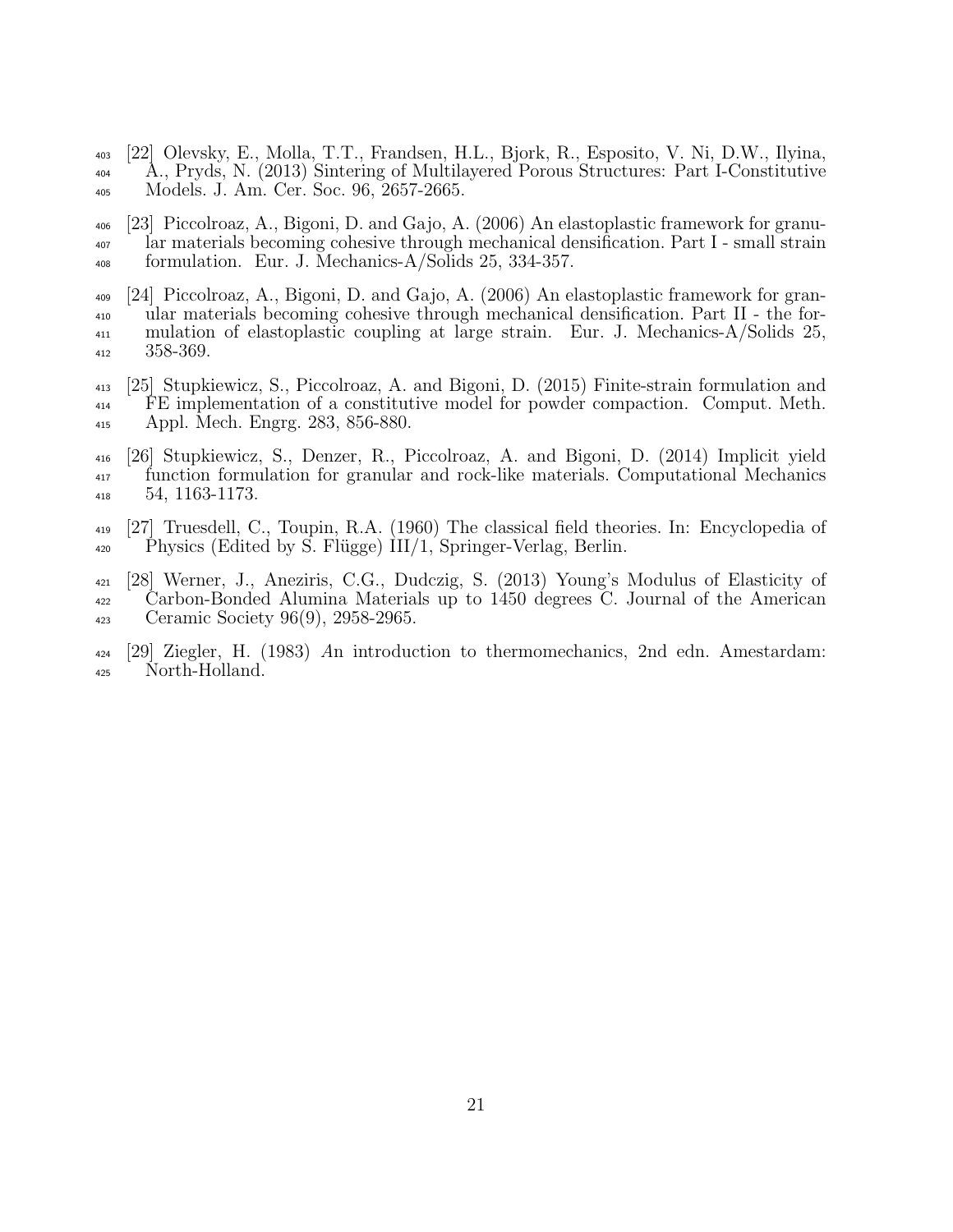[22] Olevsky, E., Molla, T.T., Frandsen, H.L., Bjork, R., Esposito, V. Ni, D.W., Ilyina, A., Pryds, N. (2013) Sintering of Multilayered Porous Structures: Part I-Constitutive Models. J. Am. Cer. Soc. 96, 2657-2665.

[23] Piccolroaz, A., Bigoni, D. and Gajo, A. (2006) An elastoplastic framework for granular materials becoming cohesive through mechanical densification. Part I - small strain formulation. Eur. J. Mechanics-A/Solids 25, 334-357.

[24] Piccolroaz, A., Bigoni, D. and Gajo, A. (2006) An elastoplastic framework for granular materials becoming cohesive through mechanical densification. Part II - the formulation of elastoplastic coupling at large strain. Eur. J. Mechanics-A/Solids 25, 358-369.

[25] Stupkiewicz, S., Piccolroaz, A. and Bigoni, D. (2015) Finite-strain formulation and FE implementation of a constitutive model for powder compaction. Comput. Meth. Appl. Mech. Engrg. 283, 856-880.

[26] Stupkiewicz, S., Denzer, R., Piccolroaz, A. and Bigoni, D. (2014) Implicit yield function formulation for granular and rock-like materials. Computational Mechanics 54, 1163-1173.

[27] Truesdell, C., Toupin, R.A. (1960) The classical field theories. In: Encyclopedia of Physics (Edited by S. Flügge) III/1, Springer-Verlag, Berlin.

[28] Werner, J., Aneziris, C.G., Dudczig, S. (2013) Young's Modulus of Elasticity of Carbon-Bonded Alumina Materials up to 1450 degrees C. Journal of the American Ceramic Society 96(9), 2958-2965.

[29] Ziegler, H. (1983) *A*n introduction to thermomechanics, 2nd edn. Amestardam: North-Holland.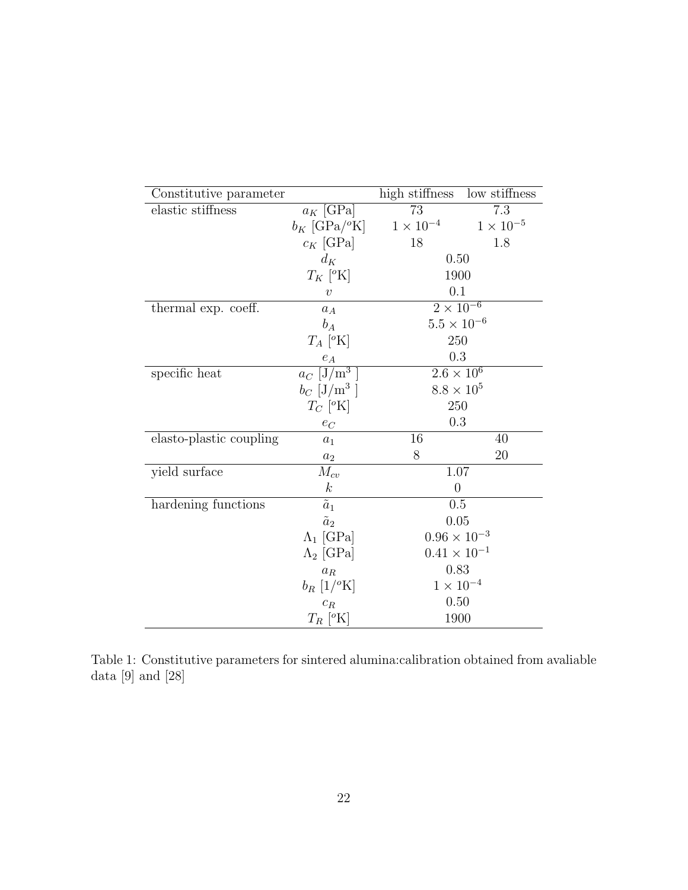| Constitutive parameter | | high stiffness | low stiffness |
|---|---|---|---|
| elastic stiffness | $a_K$ [GPa] | 73 | 7.3 |
| | $b_K$ [GPa/$^o$K] | $1 \times 10^{-4}$ | $1 \times 10^{-5}$ |
| | $c_K$ [GPa] | 18 | 1.8 |
| | $d_K$ | 0.50 | |
| | $T_K$ [$^o$K] | 1900 | |
| | $v$ | 0.1 | |
| thermal exp. coeff. | $a_A$ | $2 \times 10^{-6}$ | |
| | $b_A$ | $5.5 \times 10^{-6}$ | |
| | $T_A$ [$^o$K] | 250 | |
| | $e_A$ | 0.3 | |
| specific heat | $a_C$ [J/m$^3$ ] | $2.6 \times 10^{6}$ | |
| | $b_C$ [J/m$^3$ ] | $8.8 \times 10^{5}$ | |
| | $T_C$ [$^o$K] | 250 | |
| | $e_C$ | 0.3 | |
| elasto-plastic coupling | $a_1$ | 16 | 40 |
| | $a_2$ | 8 | 20 |
| yield surface | $M_{cv}$ | 1.07 | |
| | $k$ | 0 | |
| hardening functions | $\tilde{a}_1$ | 0.5 | |
| | $\tilde{a}_2$ | 0.05 | |
| | $\Lambda_1$ [GPa] | $0.96 \times 10^{-3}$ | |
| | $\Lambda_2$ [GPa] | $0.41 \times 10^{-1}$ | |
| | $a_R$ | 0.83 | |
| | $b_R$ [1/$^o$K] | $1 \times 10^{-4}$ | |
| | $c_R$ | 0.50 | |
| | $T_R$ [$^o$K] | 1900 | |

Table 1: Constitutive parameters for sintered alumina:calibration obtained from avaliable data [9] and [28]